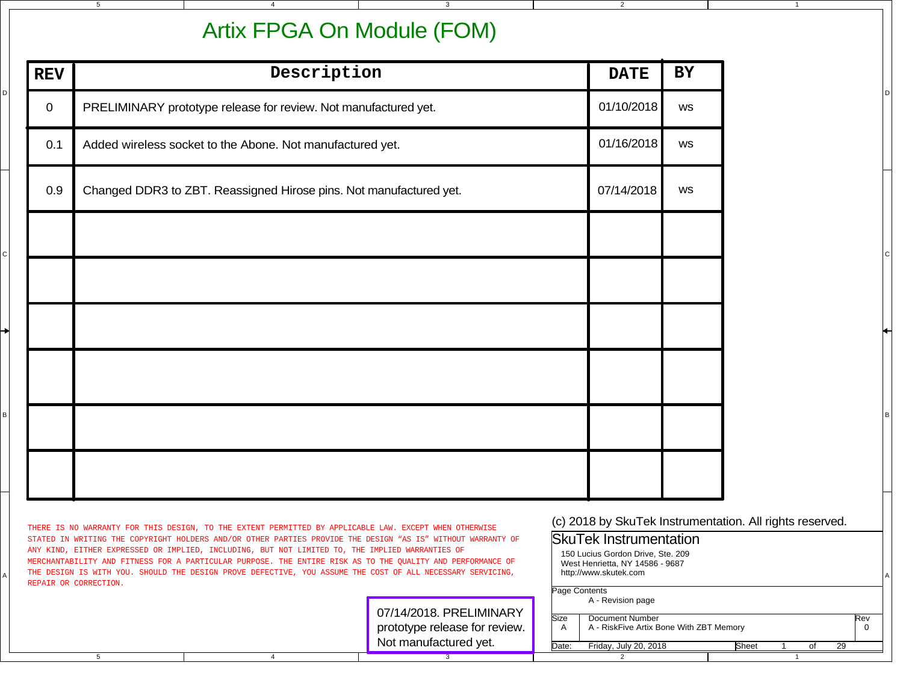# Artix FPGA On Module (FOM)

| REV | Description | DATE | BY |
|---|---|---|---|
| 0 | PRELIMINARY prototype release for review. Not manufactured yet. | 01/10/2018 | ws |
| 0.1 | Added wireless socket to the Abone. Not manufactured yet. | 01/16/2018 | ws |
| 0.9 | Changed DDR3 to ZBT. Reassigned Hirose pins. Not manufactured yet. | 07/14/2018 | ws |
| | | | |
| | | | |
| | | | |
| | | | |
| | | | |
| | | | |

THERE IS NO WARRANTY FOR THIS DESIGN, TO THE EXTENT PERMITTED BY APPLICABLE LAW. EXCEPT WHEN OTHERWISE STATED IN WRITING THE COPYRIGHT HOLDERS AND/OR OTHER PARTIES PROVIDE THE DESIGN "AS IS" WITHOUT WARRANTY OF ANY KIND, EITHER EXPRESSED OR IMPLIED, INCLUDING, BUT NOT LIMITED TO, THE IMPLIED WARRANTIES OF MERCHANTABILITY AND FITNESS FOR A PARTICULAR PURPOSE. THE ENTIRE RISK AS TO THE QUALITY AND PERFORMANCE OF THE DESIGN IS WITH YOU. SHOULD THE DESIGN PROVE DEFECTIVE, YOU ASSUME THE COST OF ALL NECESSARY SERVICING, REPAIR OR CORRECTION.

07/14/2018. PRELIMINARY prototype release for review. Not manufactured yet.

(c) 2018 by SkuTek Instrumentation. All rights reserved.

SkuTek Instrumentation
150 Lucius Gordon Drive, Ste. 209
West Henrietta, NY 14586 - 9687
http://www.skutek.com

Page Contents: A - Revision page

Size: A
Document Number: A - RiskFive Artix Bone With ZBT Memory
Rev: 0

Date: Friday, July 20, 2018 — Sheet 1 of 29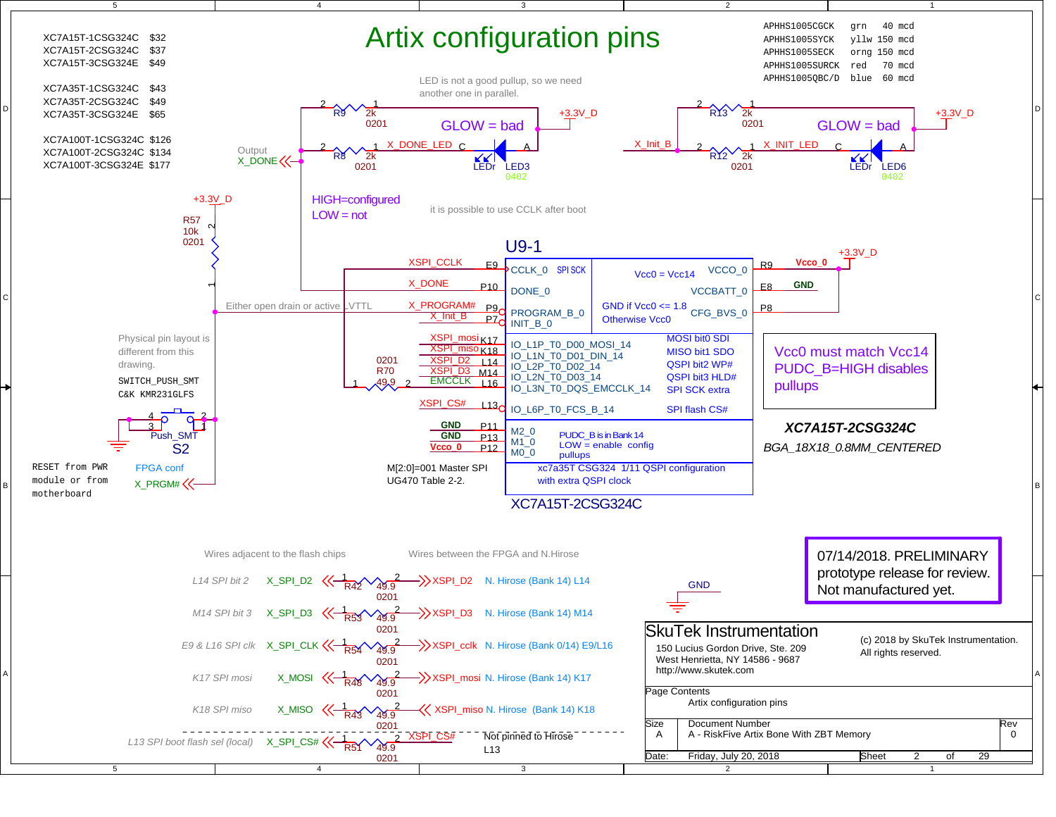# Artix configuration pins

| Part | Price |
|---|---|
| XC7A15T-1CSG324C | $32 |
| XC7A15T-2CSG324C | $37 |
| XC7A15T-3CSG324E | $49 |
| XC7A35T-1CSG324C | $43 |
| XC7A35T-2CSG324C | $49 |
| XC7A35T-3CSG324E | $65 |
| XC7A100T-1CSG324C | $126 |
| XC7A100T-2CSG324C | $134 |
| XC7A100T-3CSG324E | $177 |

| LED | Color | Intensity |
|---|---|---|
| APHHS1005CGCK | grn | 40 mcd |
| APHHS1005SYCK | yllw | 150 mcd |
| APHHS1005SECK | orng | 150 mcd |
| APHHS1005SURCK | red | 70 mcd |
| APHHS1005QBC/D | blue | 60 mcd |

LED is not a good pullup, so we need another one in parallel.

R9 2k 0201 — GLOW = bad — +3.3V_D

Output X_DONE — R8 2k 0201 — X_DONE_LED — LED3 LEDr 0402

R13 2k 0201 — GLOW = bad — +3.3V_D

X_Init_B — R12 2k 0201 — X_INIT_LED — LED6 LEDr 0402

HIGH=configured
LOW = not

it is possible to use CCLK after boot

+3.3V_D — R57 10k 0201

Either open drain or active VTTL

Physical pin layout is different from this drawing.

SWITCH_PUSH_SMT
C&K KMR231GLFS

Push_SMT S2

RESET from PWR module or from motherboard

FPGA conf X_PRGM#

## U9-1

| Net | Pin | Function | Notes |
|---|---|---|---|
| XSPI_CCLK | E9 | CCLK_0 | SPI SCK |
| X_DONE | P10 | DONE_0 | |
| X_PROGRAM# | P9 | PROGRAM_B_0 | |
| X_Init_B | P7 | INIT_B_0 | |
| XSPI_mosi | K17 | IO_L1P_T0_D00_MOSI_14 | MOSI bit0 SDI |
| XSPI_miso | K18 | IO_L1N_T0_D01_DIN_14 | MISO bit1 SDO |
| XSPI_D2 | L14 | IO_L2P_T0_D02_14 | QSPI bit2 WP# |
| XSPI_D3 | M14 | IO_L2N_T0_D03_14 | QSPI bit3 HLD# |
| EMCCLK (R70 49.9 0201) | L16 | IO_L3N_T0_DQS_EMCCLK_14 | SPI SCK extra |
| XSPI_CS# | L13 | IO_L6P_T0_FCS_B_14 | SPI flash CS# |
| GND | P11 | M2_0 | |
| GND | P13 | M1_0 | |
| Vcco_0 | P12 | M0_0 | |

| Pin | Function | Net |
|---|---|---|
| R9 | VCCO_0 | Vcco_0 (+3.3V_D) |
| E8 | VCCBATT_0 | GND |
| P8 | CFG_BVS_0 | |

Vcc0 = Vcc14

GND if Vcc0 <= 1.8
Otherwise Vcc0

PUDC_B is in Bank 14
LOW = enable config pullups

xc7a35T CSG324 1/11 QSPI configuration with extra QSPI clock

XC7A15T-2CSG324C

M[2:0]=001 Master SPI
UG470 Table 2-2.

Vcc0 must match Vcc14
PUDC_B=HIGH disables pullups

*XC7A15T-2CSG324C*
*BGA_18X18_0.8MM_CENTERED*

Wires adjacent to the flash chips — Wires between the FPGA and N.Hirose

| Description | Local net | Resistor | Remote net | Destination |
|---|---|---|---|---|
| *L14 SPI bit 2* | X_SPI_D2 | R42 49.9 0201 | XSPI_D2 | N. Hirose (Bank 14) L14 |
| *M14 SPI bit 3* | X_SPI_D3 | R53 49.9 0201 | XSPI_D3 | N. Hirose (Bank 14) M14 |
| *E9 & L16 SPI clk* | X_SPI_CLK | R54 49.9 0201 | XSPI_cclk | N. Hirose (Bank 0/14) E9/L16 |
| *K17 SPI mosi* | X_MOSI | R48 49.9 0201 | XSPI_mosi | N. Hirose (Bank 14) K17 |
| *K18 SPI miso* | X_MISO | R43 49.9 0201 | XSPI_miso | N. Hirose (Bank 14) K18 |
| *L13 SPI boot flash sel (local)* | X_SPI_CS# | R51 49.9 0201 | XSPI_CS# | Not pinned to Hirose L13 |

GND

07/14/2018. PRELIMINARY prototype release for review. Not manufactured yet.

**SkuTek Instrumentation**
150 Lucius Gordon Drive, Ste. 209
West Henrietta, NY 14586 - 9687
http://www.skutek.com

(c) 2018 by SkuTek Instrumentation. All rights reserved.

Page Contents: Artix configuration pins

| Size | Document Number | Rev |
|---|---|---|
| A | A - RiskFive Artix Bone With ZBT Memory | 0 |

Date: Friday, July 20, 2018 — Sheet 2 of 29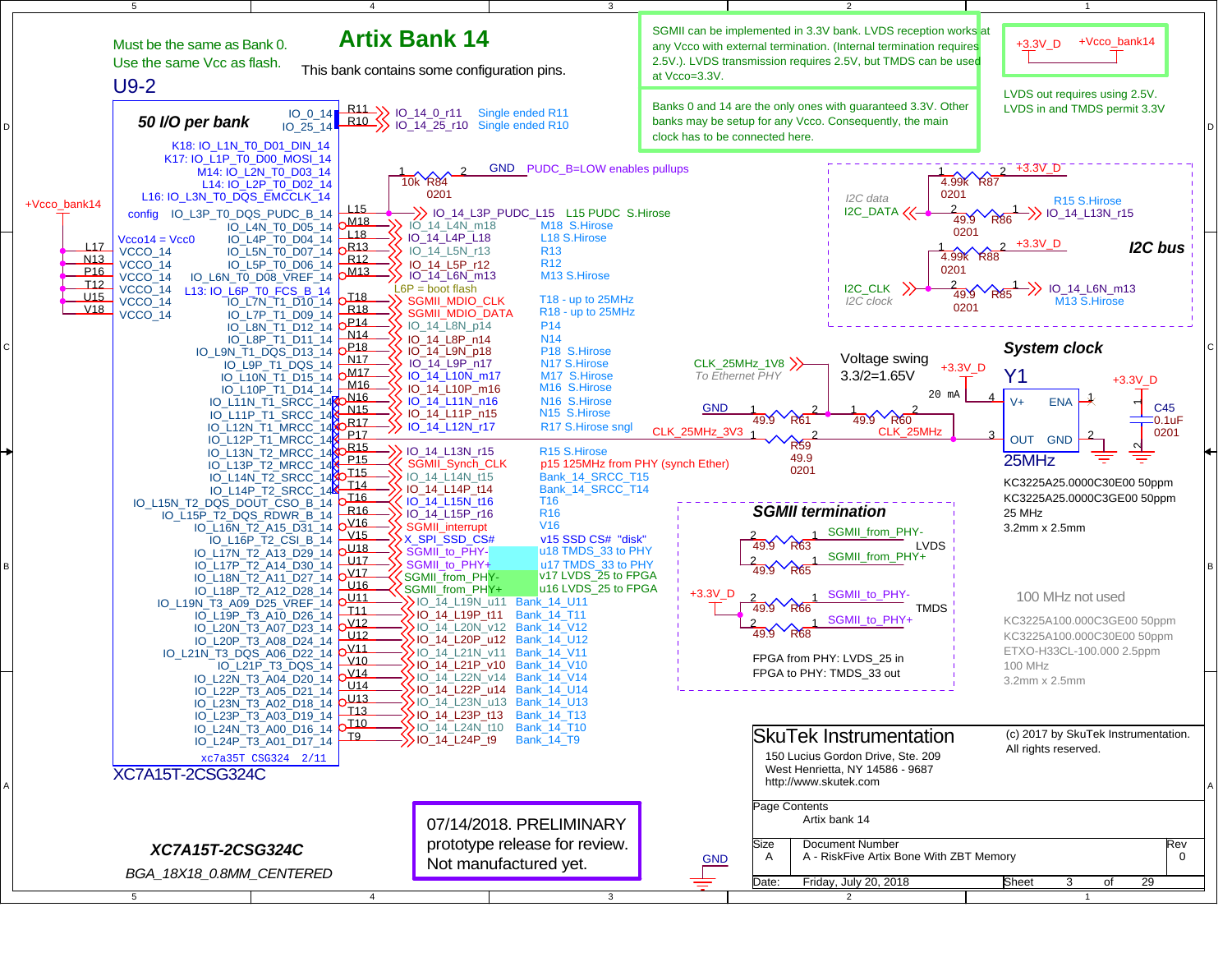# Artix Bank 14

Must be the same as Bank 0.
Use the same Vcc as flash.

This bank contains some configuration pins.

U9-2

SGMII can be implemented in 3.3V bank. LVDS reception works at any Vcco with external termination. (Internal termination requires 2.5V.). LVDS transmission requires 2.5V, but TMDS can be used at Vcco=3.3V.

Banks 0 and 14 are the only ones with guaranteed 3.3V. Other banks may be setup for any Vcco. Consequently, the main clock has to be connected here.

+3.3V_D    +Vcco_bank14

LVDS out requires using 2.5V.
LVDS in and TMDS permit 3.3V

**50 I/O per bank**

| Pin | Ball | Net | Note |
|---|---|---|---|
| IO_0_14 | R11 | IO_14_0_r11 | Single ended R11 |
| IO_25_14 | R10 | IO_14_25_r10 | Single ended R10 |
| IO_L3P_T0_DQS_PUDC_B_14 | L15 | IO_14_L3P_PUDC_L15 | L15 PUDC S.Hirose |
| IO_L4N_T0_D05_14 | M18 | IO_14_L4N_m18 | M18 S.Hirose |
| IO_L4P_T0_D04_14 | L18 | IO_14_L4P_L18 | L18 S.Hirose |
| IO_L5N_T0_D07_14 | R13 | IO_14_L5N_r13 | R13 |
| IO_L5P_T0_D06_14 | R12 | IO_14_L5P_r12 | R12 |
| IO_L6N_T0_D08_VREF_14 | M13 | IO_14_L6N_m13 | M13 S.Hirose |
| IO_L7N_T1_D10_14 | T18 | SGMII_MDIO_CLK | T18 - up to 25MHz |
| IO_L7P_T1_D09_14 | R18 | SGMII_MDIO_DATA | R18 - up to 25MHz |
| IO_L8N_T1_D12_14 | P14 | IO_14_L8N_p14 | P14 |
| IO_L8P_T1_D11_14 | N14 | IO_14_L8P_n14 | N14 |
| IO_L9N_T1_DQS_D13_14 | P18 | IO_14_L9N_p18 | P18 S.Hirose |
| IO_L9P_T1_DQS_14 | N17 | IO_14_L9P_n17 | N17 S.Hirose |
| IO_L10N_T1_D15_14 | M17 | IO_14_L10N_m17 | M17 S.Hirose |
| IO_L10P_T1_D14_14 | M16 | IO_14_L10P_m16 | M16 S.Hirose |
| IO_L11N_T1_SRCC_14 | N16 | IO_14_L11N_n16 | N16 S.Hirose |
| IO_L11P_T1_SRCC_14 | N15 | IO_14_L11P_n15 | N15 S.Hirose |
| IO_L12N_T1_MRCC_14 | R17 | IO_14_L12N_r17 | R17 S.Hirose sngl |
| IO_L12P_T1_MRCC_14 | P17 | CLK_25MHz_3V3 | |
| IO_L13N_T2_MRCC_14 | R15 | IO_14_L13N_r15 | R15 S.Hirose |
| IO_L13P_T2_MRCC_14 | P15 | SGMII_Synch_CLK | p15 125MHz from PHY (synch Ether) |
| IO_L14N_T2_SRCC_14 | T15 | IO_14_L14N_t15 | Bank_14_SRCC_T15 |
| IO_L14P_T2_SRCC_14 | T14 | IO_14_L14P_t14 | Bank_14_SRCC_T14 |
| IO_L15N_T2_DQS_DOUT_CSO_B_14 | T16 | IO_14_L15N_t16 | T16 |
| IO_L15P_T2_DQS_RDWR_B_14 | R16 | IO_14_L15P_r16 | R16 |
| IO_L16N_T2_A15_D31_14 | V16 | SGMII_interrupt | V16 |
| IO_L16P_T2_CSI_B_14 | V15 | X_SPI_SSD_CS# | v15 SSD CS# "disk" |
| IO_L17N_T2_A13_D29_14 | U18 | SGMII_to_PHY- | u18 TMDS_33 to PHY |
| IO_L17P_T2_A14_D30_14 | U17 | SGMII_to_PHY+ | u17 TMDS_33 to PHY |
| IO_L18N_T2_A11_D27_14 | V17 | SGMII_from_PHY- | v17 LVDS_25 to FPGA |
| IO_L18P_T2_A12_D28_14 | U16 | SGMII_from_PHY+ | u16 LVDS_25 to FPGA |
| IO_L19N_T3_A09_D25_VREF_14 | U11 | IO_14_L19N_u11 | Bank_14_U11 |
| IO_L19P_T3_A10_D26_14 | T11 | IO_14_L19P_t11 | Bank_14_T11 |
| IO_L20N_T3_A07_D23_14 | V12 | IO_14_L20N_v12 | Bank_14_V12 |
| IO_L20P_T3_A08_D24_14 | U12 | IO_14_L20P_u12 | Bank_14_U12 |
| IO_L21N_T3_DQS_A06_D22_14 | V11 | IO_14_L21N_v11 | Bank_14_V11 |
| IO_L21P_T3_DQS_14 | V10 | IO_14_L21P_v10 | Bank_14_V10 |
| IO_L22N_T3_A04_D20_14 | V14 | IO_14_L22N_v14 | Bank_14_V14 |
| IO_L22P_T3_A05_D21_14 | U14 | IO_14_L22P_u14 | Bank_14_U14 |
| IO_L23N_T3_A02_D18_14 | U13 | IO_14_L23N_u13 | Bank_14_U13 |
| IO_L23P_T3_A03_D19_14 | T13 | IO_14_L23P_t13 | Bank_14_T13 |
| IO_L24N_T3_A00_D16_14 | T10 | IO_14_L24N_t10 | Bank_14_T10 |
| IO_L24P_T3_A01_D17_14 | T9 | IO_14_L24P_t9 | Bank_14_T9 |

Config pins (no connection): K18: IO_L1N_T0_D01_DIN_14; K17: IO_L1P_T0_D00_MOSI_14; M14: IO_L2N_T0_D03_14; L14: IO_L2P_T0_D02_14; L16: IO_L3N_T0_DQS_EMCCLK_14; L13: IO_L6P_T0_FCS_B_14

config

+Vcco_bank14 — VCCO_14 pins: L17, N13, P16, T12, U15, V18

Vcco14 = Vcc0

L6P = boot flash

R84 10k 0201 to GND: PUDC_B=LOW enables pullups

xc7a35T_CSG324 2/11

XC7A15T-2CSG324C

## I2C bus

- I2C data: I2C_DATA — R87 4.99k 0201 pull-up to +3.3V_D; R86 49.9 0201 to IO_14_L13N_r15 (R15 S.Hirose)
- I2C clock: I2C_CLK — R88 4.99k 0201 pull-up to +3.3V_D; R85 49.9 0201 to IO_14_L6N_m13 (M13 S.Hirose)

## System clock

CLK_25MHz_1V8 — To Ethernet PHY

Voltage swing 3.3/2=1.65V

R61 49.9, R60 49.9 (divider to GND), CLK_25MHz; R59 49.9 0201 to CLK_25MHz_3V3

Y1 25MHz (V+, ENA, OUT, GND), +3.3V_D, 20 mA; C45 0.1uF 0201

KC3225A25.0000C30E00 50ppm
KC3225A25.0000C3GE00 50ppm
25 MHz
3.2mm x 2.5mm

100 MHz not used

KC3225A100.000C3GE00 50ppm
KC3225A100.000C30E00 50ppm
ETXO-H33CL-100.000 2.5ppm
100 MHz
3.2mm x 2.5mm

## SGMII termination

- LVDS: R63 49.9 (SGMII_from_PHY-), R65 49.9 (SGMII_from_PHY+)
- TMDS: +3.3V_D; R66 49.9 (SGMII_to_PHY-), R68 49.9 (SGMII_to_PHY+)

FPGA from PHY: LVDS_25 in
FPGA to PHY: TMDS_33 out

XC7A15T-2CSG324C

BGA_18X18_0.8MM_CENTERED

07/14/2018. PRELIMINARY prototype release for review. Not manufactured yet.

SkuTek Instrumentation
150 Lucius Gordon Drive, Ste. 209
West Henrietta, NY 14586 - 9687
http://www.skutek.com

(c) 2017 by SkuTek Instrumentation. All rights reserved.

Page Contents: Artix bank 14

Size: A — Document Number: A - RiskFive Artix Bone With ZBT Memory — Rev: 0

Date: Friday, July 20, 2018 — Sheet 3 of 29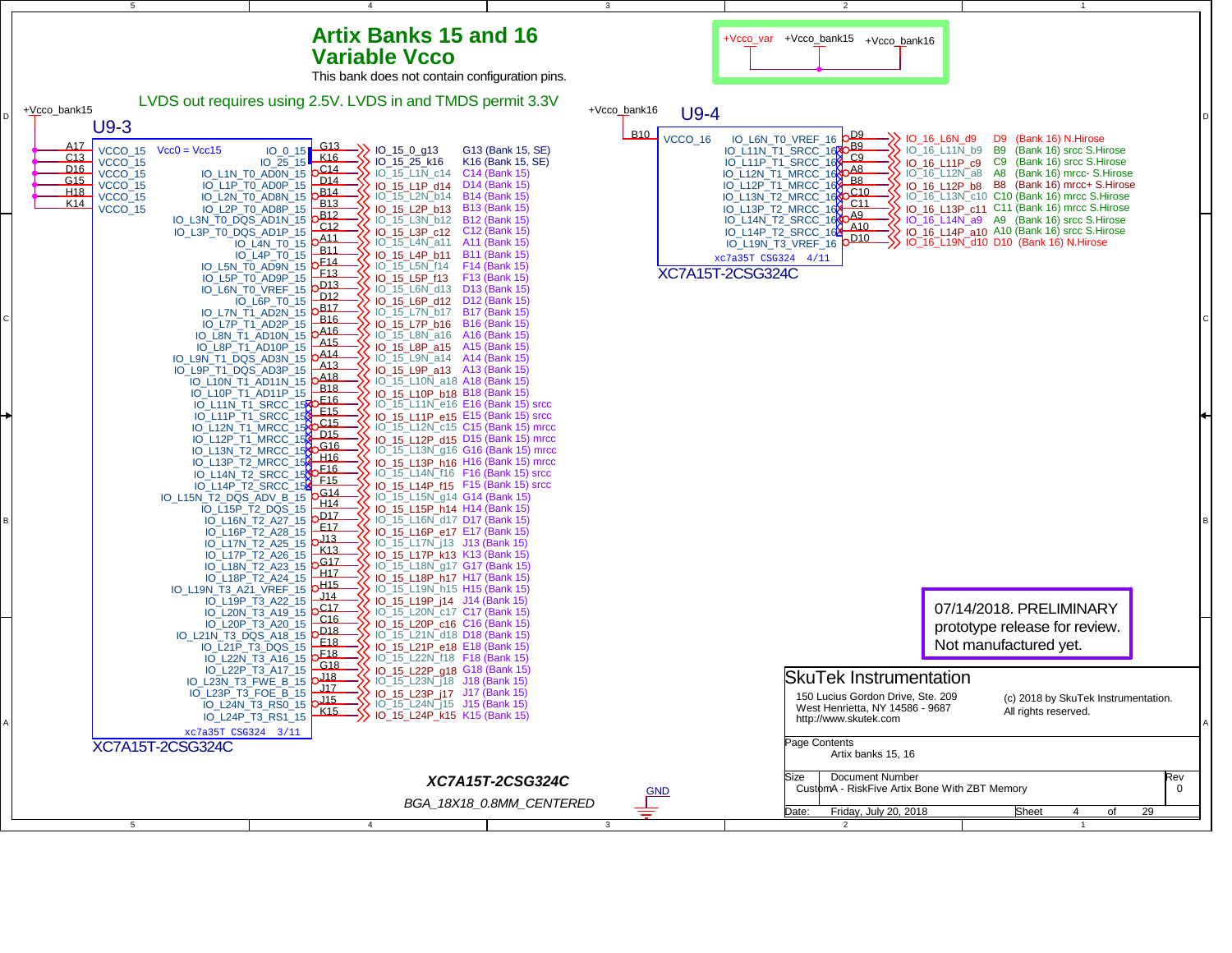# Artix Banks 15 and 16
# Variable Vcco

This bank does not contain configuration pins.

LVDS out requires using 2.5V. LVDS in and TMDS permit 3.3V

+Vcco_var +Vcco_bank15 +Vcco_bank16

## U9-3

+Vcco_bank15

| Pin | Name |
|---|---|
| A17 | VCCO_15 |
| C13 | VCCO_15 |
| D16 | VCCO_15 |
| G15 | VCCO_15 |
| H18 | VCCO_15 |
| K14 | VCCO_15 |

Vcc0 = Vcc15

| Pin name | Ball | Net | Note |
|---|---|---|---|
| IO_0_15 | G13 | IO_15_0_g13 | G13 (Bank 15, SE) |
| IO_25_15 | K16 | IO_15_25_k16 | K16 (Bank 15, SE) |
| IO_L1N_T0_AD0N_15 | C14 | IO_15_L1N_c14 | C14 (Bank 15) |
| IO_L1P_T0_AD0P_15 | D14 | IO_15_L1P_d14 | D14 (Bank 15) |
| IO_L2N_T0_AD8N_15 | B14 | IO_15_L2N_b14 | B14 (Bank 15) |
| IO_L2P_T0_AD8P_15 | B13 | IO_15_L2P_b13 | B13 (Bank 15) |
| IO_L3N_T0_DQS_AD1N_15 | B12 | IO_15_L3N_b12 | B12 (Bank 15) |
| IO_L3P_T0_DQS_AD1P_15 | C12 | IO_15_L3P_c12 | C12 (Bank 15) |
| IO_L4N_T0_15 | A11 | IO_15_L4N_a11 | A11 (Bank 15) |
| IO_L4P_T0_15 | B11 | IO_15_L4P_b11 | B11 (Bank 15) |
| IO_L5N_T0_AD9N_15 | F14 | IO_15_L5N_f14 | F14 (Bank 15) |
| IO_L5P_T0_AD9P_15 | F13 | IO_15_L5P_f13 | F13 (Bank 15) |
| IO_L6N_T0_VREF_15 | D13 | IO_15_L6N_d13 | D13 (Bank 15) |
| IO_L6P_T0_15 | D12 | IO_15_L6P_d12 | D12 (Bank 15) |
| IO_L7N_T1_AD2N_15 | B17 | IO_15_L7N_b17 | B17 (Bank 15) |
| IO_L7P_T1_AD2P_15 | B16 | IO_15_L7P_b16 | B16 (Bank 15) |
| IO_L8N_T1_AD10N_15 | A16 | IO_15_L8N_a16 | A16 (Bank 15) |
| IO_L8P_T1_AD10P_15 | A15 | IO_15_L8P_a15 | A15 (Bank 15) |
| IO_L9N_T1_DQS_AD3N_15 | A14 | IO_15_L9N_a14 | A14 (Bank 15) |
| IO_L9P_T1_DQS_AD3P_15 | A13 | IO_15_L9P_a13 | A13 (Bank 15) |
| IO_L10N_T1_AD11N_15 | A18 | IO_15_L10N_a18 | A18 (Bank 15) |
| IO_L10P_T1_AD11P_15 | B18 | IO_15_L10P_b18 | B18 (Bank 15) |
| IO_L11N_T1_SRCC_15 | E16 | IO_15_L11N_e16 | E16 (Bank 15) srcc |
| IO_L11P_T1_SRCC_15 | E15 | IO_15_L11P_e15 | E15 (Bank 15) srcc |
| IO_L12N_T1_MRCC_15 | C15 | IO_15_L12N_c15 | C15 (Bank 15) mrcc |
| IO_L12P_T1_MRCC_15 | D15 | IO_15_L12P_d15 | D15 (Bank 15) mrcc |
| IO_L13N_T2_MRCC_15 | G16 | IO_15_L13N_g16 | G16 (Bank 15) mrcc |
| IO_L13P_T2_MRCC_15 | H16 | IO_15_L13P_h16 | H16 (Bank 15) mrcc |
| IO_L14N_T2_SRCC_15 | F16 | IO_15_L14N_f16 | F16 (Bank 15) srcc |
| IO_L14P_T2_SRCC_15 | F15 | IO_15_L14P_f15 | F15 (Bank 15) srcc |
| IO_L15N_T2_DQS_ADV_B_15 | G14 | IO_15_L15N_g14 | G14 (Bank 15) |
| IO_L15P_T2_DQS_15 | H14 | IO_15_L15P_h14 | H14 (Bank 15) |
| IO_L16N_T2_A27_15 | D17 | IO_15_L16N_d17 | D17 (Bank 15) |
| IO_L16P_T2_A28_15 | E17 | IO_15_L16P_e17 | E17 (Bank 15) |
| IO_L17N_T2_A25_15 | J13 | IO_15_L17N_j13 | J13 (Bank 15) |
| IO_L17P_T2_A26_15 | K13 | IO_15_L17P_k13 | K13 (Bank 15) |
| IO_L18N_T2_A23_15 | G17 | IO_15_L18N_g17 | G17 (Bank 15) |
| IO_L18P_T2_A24_15 | H17 | IO_15_L18P_h17 | H17 (Bank 15) |
| IO_L19N_T3_A21_VREF_15 | H15 | IO_15_L19N_h15 | H15 (Bank 15) |
| IO_L19P_T3_A22_15 | J14 | IO_15_L19P_j14 | J14 (Bank 15) |
| IO_L20N_T3_A19_15 | C17 | IO_15_L20N_c17 | C17 (Bank 15) |
| IO_L20P_T3_A20_15 | C16 | IO_15_L20P_c16 | C16 (Bank 15) |
| IO_L21N_T3_DQS_A18_15 | D18 | IO_15_L21N_d18 | D18 (Bank 15) |
| IO_L21P_T3_DQS_15 | E18 | IO_15_L21P_e18 | E18 (Bank 15) |
| IO_L22N_T3_A16_15 | F18 | IO_15_L22N_f18 | F18 (Bank 15) |
| IO_L22P_T3_A17_15 | G18 | IO_15_L22P_g18 | G18 (Bank 15) |
| IO_L23N_T3_FWE_B_15 | J18 | IO_15_L23N_j18 | J18 (Bank 15) |
| IO_L23P_T3_FOE_B_15 | J17 | IO_15_L23P_j17 | J17 (Bank 15) |
| IO_L24N_T3_RS0_15 | J15 | IO_15_L24N_j15 | J15 (Bank 15) |
| IO_L24P_T3_RS1_15 | K15 | IO_15_L24P_k15 | K15 (Bank 15) |

xc7a35t CSG324 3/11

XC7A15T-2CSG324C

## U9-4

+Vcco_bank16

| Pin | Name |
|---|---|
| B10 | VCCO_16 |

| Pin name | Ball | Net | Note |
|---|---|---|---|
| IO_L6N_T0_VREF_16 | D9 | IO_16_L6N_d9 | D9 (Bank 16) N.Hirose |
| IO_L11N_T1_SRCC_16 | B9 | IO_16_L11N_b9 | B9 (Bank 16) srcc S.Hirose |
| IO_L11P_T1_SRCC_16 | C9 | IO_16_L11P_c9 | C9 (Bank 16) srcc S.Hirose |
| IO_L12N_T1_MRCC_16 | A8 | IO_16_L12N_a8 | A8 (Bank 16) mrcc- S.Hirose |
| IO_L12P_T1_MRCC_16 | B8 | IO_16_L12P_b8 | B8 (Bank 16) mrcc+ S.Hirose |
| IO_L13N_T2_MRCC_16 | C10 | IO_16_L13N_c10 | C10 (Bank 16) mrcc S.Hirose |
| IO_L13P_T2_MRCC_16 | C11 | IO_16_L13P_c11 | C11 (Bank 16) mrcc S.Hirose |
| IO_L14N_T2_SRCC_16 | A9 | IO_16_L14N_a9 | A9 (Bank 16) srcc S.Hirose |
| IO_L14P_T2_SRCC_16 | A10 | IO_16_L14P_a10 | A10 (Bank 16) srcc S.Hirose |
| IO_L19N_T3_VREF_16 | D10 | IO_16_L19N_d10 | D10 (Bank 16) N.Hirose |

xc7a35t CSG324 4/11

XC7A15T-2CSG324C

***XC7A15T-2CSG324C***

*BGA_18X18_0.8MM_CENTERED*

GND

07/14/2018. PRELIMINARY prototype release for review. Not manufactured yet.

**SkuTek Instrumentation**

150 Lucius Gordon Drive, Ste. 209
West Henrietta, NY 14586 - 9687
http://www.skutek.com

(c) 2018 by SkuTek Instrumentation.
All rights reserved.

Page Contents: Artix banks 15, 16

| Size | Document Number | Rev |
|---|---|---|
| Custom | A - RiskFive Artix Bone With ZBT Memory | 0 |

Date: Friday, July 20, 2018 — Sheet 4 of 29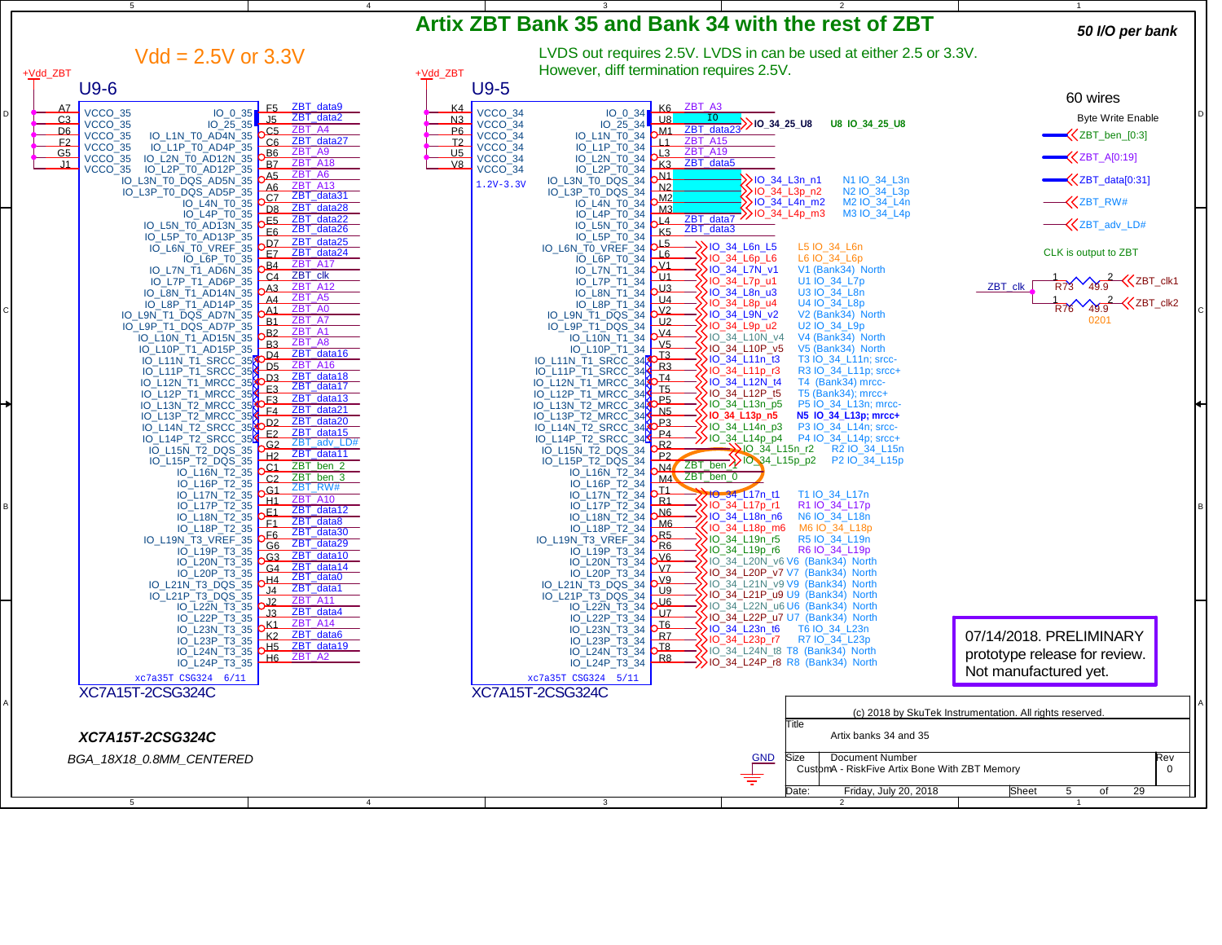# Artix ZBT Bank 35 and Bank 34 with the rest of ZBT

**50 I/O per bank**

Vdd = 2.5V or 3.3V

LVDS out requires 2.5V. LVDS in can be used at either 2.5 or 3.3V.
However, diff termination requires 2.5V.

## U9-6 (XC7A15T-2CSG324C, xc7a35T CSG324 6/11)

+Vdd_ZBT

| Pin | Function | Net |
|---|---|---|
| A7 | VCCO_35 | +Vdd_ZBT |
| C3 | VCCO_35 | +Vdd_ZBT |
| D6 | VCCO_35 | +Vdd_ZBT |
| F2 | VCCO_35 | +Vdd_ZBT |
| G5 | VCCO_35 | +Vdd_ZBT |
| J1 | VCCO_35 | +Vdd_ZBT |
| F5 | IO_0_35 | ZBT_data9 |
| J5 | IO_25_35 | ZBT_data2 |
| C5 | IO_L1N_T0_AD4N_35 | ZBT_A4 |
| C6 | IO_L1P_T0_AD4P_35 | ZBT_data27 |
| B6 | IO_L2N_T0_AD12N_35 | ZBT_A9 |
| B7 | IO_L2P_T0_AD12P_35 | ZBT_A18 |
| A5 | IO_L3N_T0_DQS_AD5N_35 | ZBT_A6 |
| A6 | IO_L3P_T0_DQS_AD5P_35 | ZBT_A13 |
| C7 | IO_L4N_T0_35 | ZBT_data31 |
| D8 | IO_L4P_T0_35 | ZBT_data28 |
| E5 | IO_L5N_T0_AD13N_35 | ZBT_data22 |
| E6 | IO_L5P_T0_AD13P_35 | ZBT_data26 |
| D7 | IO_L6N_T0_VREF_35 | ZBT_data25 |
| E7 | IO_L6P_T0_35 | ZBT_data24 |
| B4 | IO_L7N_T1_AD6N_35 | ZBT_A17 |
| C4 | IO_L7P_T1_AD6P_35 | ZBT_clk |
| A3 | IO_L8N_T1_AD14N_35 | ZBT_A12 |
| A4 | IO_L8P_T1_AD14P_35 | ZBT_A5 |
| A1 | IO_L9N_T1_DQS_AD7N_35 | ZBT_A0 |
| B1 | IO_L9P_T1_DQS_AD7P_35 | ZBT_A7 |
| B2 | IO_L10N_T1_AD15N_35 | ZBT_A1 |
| B3 | IO_L10P_T1_AD15P_35 | ZBT_A8 |
| D4 | IO_L11N_T1_SRCC_35 | ZBT_data16 |
| D5 | IO_L11P_T1_SRCC_35 | ZBT_A16 |
| D3 | IO_L12N_T1_MRCC_35 | ZBT_data18 |
| E3 | IO_L12P_T1_MRCC_35 | ZBT_data17 |
| F3 | IO_L13N_T2_MRCC_35 | ZBT_data13 |
| F4 | IO_L13P_T2_MRCC_35 | ZBT_data21 |
| D2 | IO_L14N_T2_SRCC_35 | ZBT_data20 |
| E2 | IO_L14P_T2_SRCC_35 | ZBT_data15 |
| G2 | IO_L15N_T2_DQS_35 | ZBT_adv_LD# |
| H2 | IO_L15P_T2_DQS_35 | ZBT_data11 |
| C1 | IO_L16N_T2_35 | ZBT_ben_2 |
| C2 | IO_L16P_T2_35 | ZBT_ben_3 |
| G1 | IO_L17N_T2_35 | ZBT_RW# |
| H1 | IO_L17P_T2_35 | ZBT_A10 |
| E1 | IO_L18N_T2_35 | ZBT_data12 |
| F1 | IO_L18P_T2_35 | ZBT_data8 |
| F6 | IO_L19N_T3_VREF_35 | ZBT_data30 |
| G6 | IO_L19P_T3_35 | ZBT_data29 |
| G3 | IO_L20N_T3_35 | ZBT_data10 |
| G4 | IO_L20P_T3_35 | ZBT_data14 |
| H4 | IO_L21N_T3_DQS_35 | ZBT_data0 |
| J4 | IO_L21P_T3_DQS_35 | ZBT_data1 |
| J2 | IO_L22N_T3_35 | ZBT_A11 |
| J3 | IO_L22P_T3_35 | ZBT_data4 |
| K1 | IO_L23N_T3_35 | ZBT_A14 |
| K2 | IO_L23P_T3_35 | ZBT_data6 |
| H5 | IO_L24N_T3_35 | ZBT_data19 |
| H6 | IO_L24P_T3_35 | ZBT_A2 |

## U9-5 (XC7A15T-2CSG324C, xc7a35T CSG324 5/11)

+Vdd_ZBT, 1.2V-3.3V

| Pin | Function | Net | Note |
|---|---|---|---|
| K4 | VCCO_34 | +Vdd_ZBT | |
| N3 | VCCO_34 | +Vdd_ZBT | |
| P6 | VCCO_34 | +Vdd_ZBT | |
| T2 | VCCO_34 | +Vdd_ZBT | |
| U5 | VCCO_34 | +Vdd_ZBT | |
| V8 | VCCO_34 | +Vdd_ZBT | |
| K6 | IO_0_34 | ZBT_A3 | |
| U8 | IO_25_34 | IO_34_25_U8 | U8 IO_34_25_U8 |
| M1 | IO_L1N_T0_34 | ZBT_data23 | |
| L1 | IO_L1P_T0_34 | ZBT_A15 | |
| L3 | IO_L2N_T0_34 | ZBT_A19 | |
| K3 | IO_L2P_T0_34 | ZBT_data5 | |
| N1 | IO_L3N_T0_DQS_34 | IO_34_L3n_n1 | N1 IO_34_L3n |
| N2 | IO_L3P_T0_DQS_34 | IO_34_L3p_n2 | N2 IO_34_L3p |
| M2 | IO_L4N_T0_34 | IO_34_L4n_m2 | M2 IO_34_L4n |
| M3 | IO_L4P_T0_34 | IO_34_L4p_m3 | M3 IO_34_L4p |
| L4 | IO_L5N_T0_34 | ZBT_data7 | |
| K5 | IO_L5P_T0_34 | ZBT_data3 | |
| L5 | IO_L6N_T0_VREF_34 | IO_34_L6n_L5 | L5 IO_34_L6n |
| L6 | IO_L6P_T0_34 | IO_34_L6p_L6 | L6 IO_34_L6p |
| V1 | IO_L7N_T1_34 | IO_34_L7N_v1 | V1 (Bank34) North |
| U1 | IO_L7P_T1_34 | IO_34_L7p_u1 | U1 IO_34_L7p |
| U3 | IO_L8N_T1_34 | IO_34_L8n_u3 | U3 IO_34_L8n |
| U4 | IO_L8P_T1_34 | IO_34_L8p_u4 | U4 IO_34_L8p |
| V2 | IO_L9N_T1_DQS_34 | IO_34_L9N_v2 | V2 (Bank34) North |
| U2 | IO_L9P_T1_DQS_34 | IO_34_L9p_u2 | U2 IO_34_L9p |
| V4 | IO_L10N_T1_34 | IO_34_L10N_v4 | V4 (Bank34) North |
| V5 | IO_L10P_T1_34 | IO_34_L10P_v5 | V5 (Bank34) North |
| T3 | IO_L11N_T1_SRCC_34 | IO_34_L11n_t3 | T3 IO_34_L11n; srcc- |
| R3 | IO_L11P_T1_SRCC_34 | IO_34_L11p_r3 | R3 IO_34_L11p; srcc+ |
| T4 | IO_L12N_T1_MRCC_34 | IO_34_L12N_t4 | T4 (Bank34) mrcc- |
| T5 | IO_L12P_T1_MRCC_34 | IO_34_L12P_t5 | T5 (Bank34); mrcc+ |
| P5 | IO_L13N_T2_MRCC_34 | IO_34_L13n_p5 | P5 IO_34_L13n; mrcc- |
| N5 | IO_L13P_T2_MRCC_34 | IO_34_L13p_n5 | N5 IO_34_L13p; mrcc+ |
| P3 | IO_L14N_T2_SRCC_34 | IO_34_L14n_p3 | P3 IO_34_L14n; srcc- |
| P4 | IO_L14P_T2_SRCC_34 | IO_34_L14p_p4 | P4 IO_34_L14p; srcc+ |
| R2 | IO_L15N_T2_DQS_34 | IO_34_L15n_r2 | R2 IO_34_L15n |
| P2 | IO_L15P_T2_DQS_34 | IO_34_L15p_p2 | P2 IO_34_L15p |
| N4 | IO_L16N_T2_34 | ZBT_ben_1 | |
| M4 | IO_L16P_T2_34 | ZBT_ben_0 | |
| T1 | IO_L17N_T2_34 | IO_34_L17n_t1 | T1 IO_34_L17n |
| R1 | IO_L17P_T2_34 | IO_34_L17p_r1 | R1 IO_34_L17p |
| N6 | IO_L18N_T2_34 | IO_34_L18n_n6 | N6 IO_34_L18n |
| M6 | IO_L18P_T2_34 | IO_34_L18p_m6 | M6 IO_34_L18p |
| R5 | IO_L19N_T3_VREF_34 | IO_34_L19n_r5 | R5 IO_34_L19n |
| R6 | IO_L19P_T3_34 | IO_34_L19p_r6 | R6 IO_34_L19p |
| V6 | IO_L20N_T3_34 | IO_34_L20N_v6 | V6 (Bank34) North |
| V7 | IO_L20P_T3_34 | IO_34_L20P_v7 | V7 (Bank34) North |
| V9 | IO_L21N_T3_DQS_34 | IO_34_L21N_v9 | V9 (Bank34) North |
| U9 | IO_L21P_T3_DQS_34 | IO_34_L21P_u9 | U9 (Bank34) North |
| U6 | IO_L22N_T3_34 | IO_34_L22N_u6 | U6 (Bank34) North |
| U7 | IO_L22P_T3_34 | IO_34_L22P_u7 | U7 (Bank34) North |
| T6 | IO_L23N_T3_34 | IO_34_L23n_t6 | T6 IO_34_L23n |
| R7 | IO_L23P_T3_34 | IO_34_L23p_r7 | R7 IO_34_L23p |
| T8 | IO_L24N_T3_34 | IO_34_L24N_t8 | T8 (Bank34) North |
| R8 | IO_L24P_T3_34 | IO_34_L24P_r8 | R8 (Bank34) North |

XC7A15T-2CSG324C

## ZBT signals

60 wires

- Byte Write Enable: ZBT_ben_[0:3]
- ZBT_A[0:19]
- ZBT_data[0:31]
- ZBT_RW#
- ZBT_adv_LD#

CLK is output to ZBT

- ZBT_clk → R73 49.9 → ZBT_clk1
- ZBT_clk → R76 49.9 (0201) → ZBT_clk2

**07/14/2018. PRELIMINARY prototype release for review. Not manufactured yet.**

***XC7A15T-2CSG324C***

*BGA_18X18_0.8MM_CENTERED*

GND

(c) 2018 by SkuTek Instrumentation. All rights reserved.

| Title | Artix banks 34 and 35 | |
|---|---|---|
| Size: Custom | Document Number: A - RiskFive Artix Bone With ZBT Memory | Rev: 0 |
| Date: Friday, July 20, 2018 | Sheet 5 of 29 | |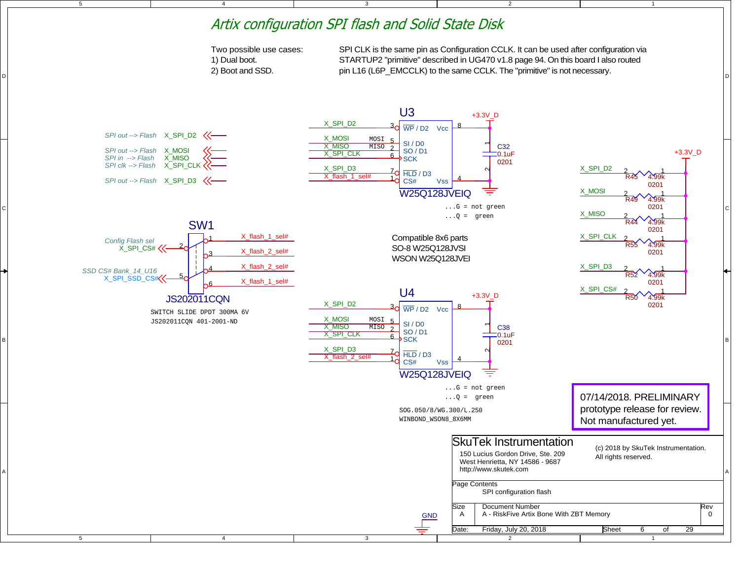# Artix configuration SPI flash and Solid State Disk

Two possible use cases:
1) Dual boot.
2) Boot and SSD.

SPI CLK is the same pin as Configuration CCLK. It can be used after configuration via STARTUP2 "primitive" described in UG470 v1.8 page 94. On this board I also routed pin L16 (L6P_EMCCLK) to the same CCLK. The "primitive" is not necessary.

SPI out --> Flash X_SPI_D2
SPI out --> Flash X_MOSI
SPI in --> Flash X_MISO
SPI clk --> Flash X_SPI_CLK
SPI out --> Flash X_SPI_D3

## U3

W25Q128JVEIQ

| Pin | Signal | Name |
|---|---|---|
| 3 | X_SPI_D2 | WP / D2 |
| 5 | X_MOSI (MOSI) | SI / D0 |
| 2 | X_MISO (MISO) | SO / D1 |
| 6 | X_SPI_CLK | SCK |
| 7 | X_SPI_D3 | HLD / D3 |
| 1 | X_flash_1_sel# | CS# |
| 8 | +3.3V_D | Vcc |
| 4 | GND | Vss |

C32 0.1uF 0201

...G = not green
...Q = green

Compatible 8x6 parts
SO-8 W25Q128JVSI
WSON W25Q128JVEI

## SW1

JS202011CQN

SWITCH SLIDE DPDT 300MA 6V
JS202011CQN 401-2001-ND

Config Flash sel X_SPI_CS# — pin 2
SSD CS# Bank_14_U16 X_SPI_SSD_CS# — pin 5

| Pin | Signal |
|---|---|
| 1 | X_flash_1_sel# |
| 3 | X_flash_2_sel# |
| 4 | X_flash_2_sel# |
| 6 | X_flash_1_sel# |

## U4

W25Q128JVEIQ

| Pin | Signal | Name |
|---|---|---|
| 3 | X_SPI_D2 | WP / D2 |
| 5 | X_MOSI (MOSI) | SI / D0 |
| 2 | X_MISO (MISO) | SO / D1 |
| 6 | X_SPI_CLK | SCK |
| 7 | X_SPI_D3 | HLD / D3 |
| 1 | X_flash_2_sel# | CS# |
| 8 | +3.3V_D | Vcc |
| 4 | GND | Vss |

C38 0.1uF 0201

...G = not green
...Q = green

SOG.050/8/WG.300/L.250
WINBOND_WSON8_8X6MM

## Pull-up resistors (+3.3V_D)

| Signal | Resistor | Value | Package |
|---|---|---|---|
| X_SPI_D2 | R45 | 4.99k | 0201 |
| X_MOSI | R49 | 4.99k | 0201 |
| X_MISO | R44 | 4.99k | 0201 |
| X_SPI_CLK | R55 | 4.99k | 0201 |
| X_SPI_D3 | R52 | 4.99k | 0201 |
| X_SPI_CS# | R50 | 4.99k | 0201 |

GND

07/14/2018. PRELIMINARY prototype release for review. Not manufactured yet.

SkuTek Instrumentation
150 Lucius Gordon Drive, Ste. 209
West Henrietta, NY 14586 - 9687
http://www.skutek.com

(c) 2018 by SkuTek Instrumentation.
All rights reserved.

Page Contents: SPI configuration flash

| Size | Document Number | Rev |
|---|---|---|
| A | A - RiskFive Artix Bone With ZBT Memory | 0 |

Date: Friday, July 20, 2018 — Sheet 6 of 29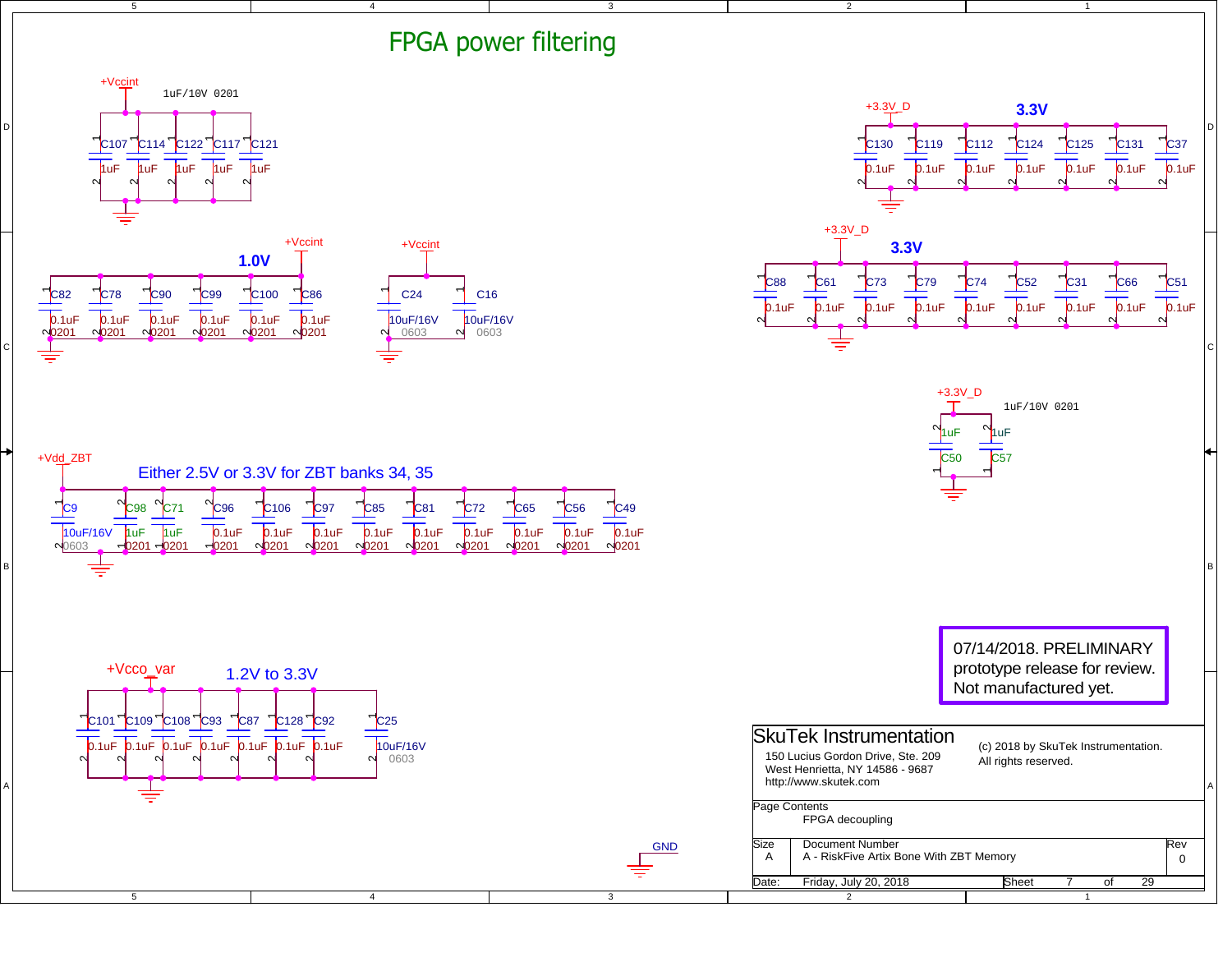# FPGA power filtering

+Vccint

1uF/10V 0201

C107 C114 C122 C117 C121

1uF 1uF 1uF 1uF 1uF

**1.0V**

+Vccint

C82 C78 C90 C99 C100 C86

0.1uF 0.1uF 0.1uF 0.1uF 0.1uF 0.1uF

0201 0201 0201 0201 0201 0201

+Vccint

C24 C16

10uF/16V 10uF/16V

0603 0603

+3.3V_D

**3.3V**

C130 C119 C112 C124 C125 C131 C37

0.1uF 0.1uF 0.1uF 0.1uF 0.1uF 0.1uF 0.1uF

+3.3V_D

**3.3V**

C88 C61 C73 C79 C74 C52 C31 C66 C51

0.1uF 0.1uF 0.1uF 0.1uF 0.1uF 0.1uF 0.1uF 0.1uF 0.1uF

+3.3V_D

1uF/10V 0201

1uF 1uF

C50 C57

+Vdd_ZBT

Either 2.5V or 3.3V for ZBT banks 34, 35

C9 C98 C71 C96 C106 C97 C85 C81 C72 C65 C56 C49

10uF/16V 1uF 1uF 0.1uF 0.1uF 0.1uF 0.1uF 0.1uF 0.1uF 0.1uF 0.1uF 0.1uF

0603 0201 0201 0201 0201 0201 0201 0201 0201 0201 0201 0201

+Vcco_var

1.2V to 3.3V

C101 C109 C108 C93 C87 C128 C92 C25

0.1uF 0.1uF 0.1uF 0.1uF 0.1uF 0.1uF 0.1uF 10uF/16V

0603

GND

07/14/2018. PRELIMINARY prototype release for review. Not manufactured yet.

| SkuTek Instrumentation<br>150 Lucius Gordon Drive, Ste. 209<br>West Henrietta, NY 14586 - 9687<br>http://www.skutek.com | (c) 2018 by SkuTek Instrumentation.<br>All rights reserved. | |
|---|---|---|
| Page Contents: FPGA decoupling | | |
| Size: A | Document Number: A - RiskFive Artix Bone With ZBT Memory | Rev: 0 |
| Date: Friday, July 20, 2018 | Sheet 7 of 29 | |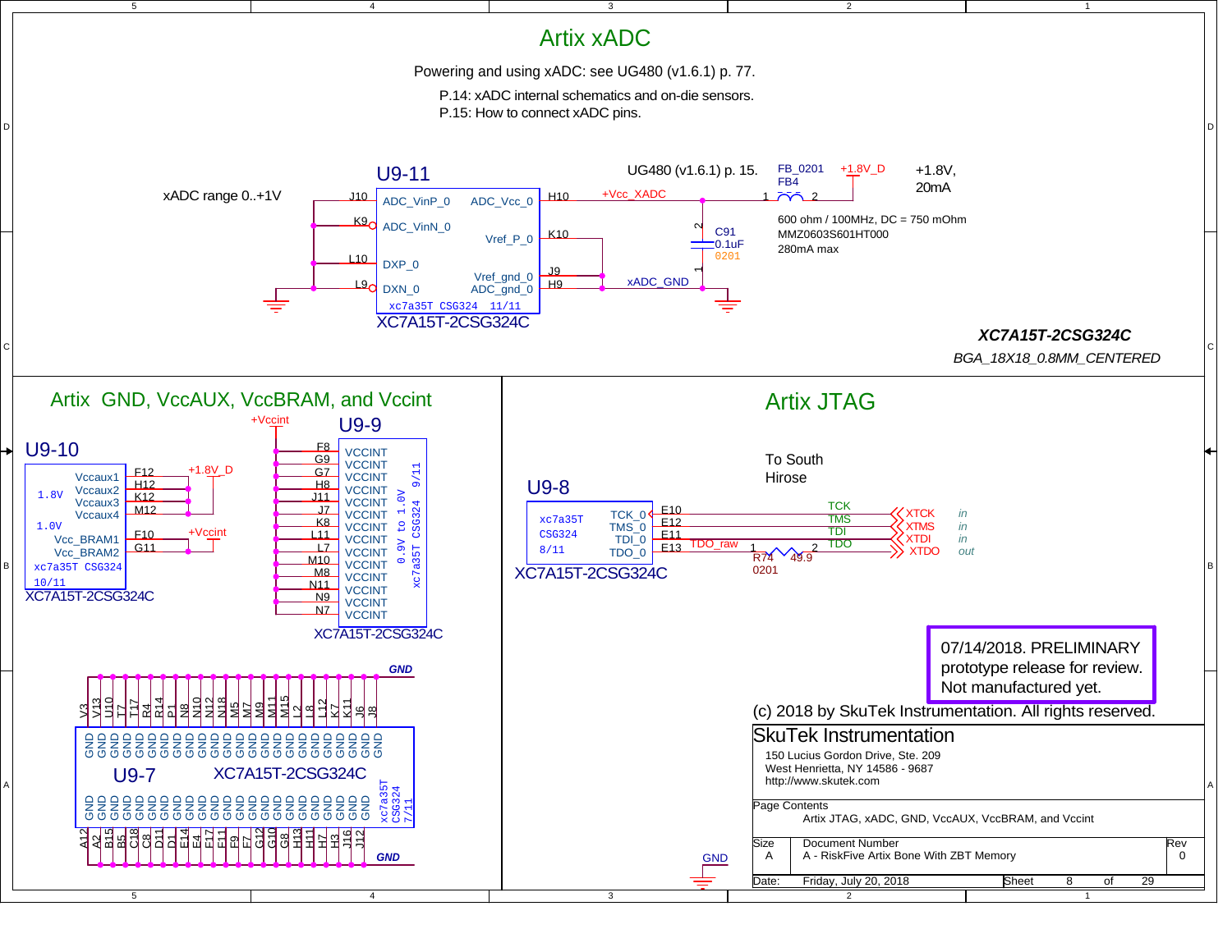# Artix xADC

Powering and using xADC: see UG480 (v1.6.1) p. 77.

P.14: xADC internal schematics and on-die sensors.
P.15: How to connect xADC pins.

## U9-11

xADC range 0..+1V

| Pin | Signal |
|---|---|
| J10 | ADC_VinP_0 |
| K9 | ADC_VinN_0 |
| L10 | DXP_0 |
| L9 | DXN_0 |
| H10 | ADC_Vcc_0 |
| K10 | Vref_P_0 |
| J9 | Vref_gnd_0 |
| H9 | ADC_gnd_0 |

xc7a35T CSG324 11/11
XC7A15T-2CSG324C

UG480 (v1.6.1) p. 15.

+Vcc_XADC

xADC_GND

C91 0.1uF 0201

FB_0201 FB4

+1.8V_D

+1.8V, 20mA

600 ohm / 100MHz, DC = 750 mOhm
MMZ0603S601HT000
280mA max

***XC7A15T-2CSG324C***

*BGA_18X18_0.8MM_CENTERED*

# Artix GND, VccAUX, VccBRAM, and Vccint

## U9-10

| Pin | Signal |
|---|---|
| F12 | Vccaux1 |
| H12 | Vccaux2 |
| K12 | Vccaux3 |
| M12 | Vccaux4 |
| F10 | Vcc_BRAM1 |
| G11 | Vcc_BRAM2 |

1.8V: +1.8V_D
1.0V: +Vccint

xc7a35T CSG324 10/11
XC7A15T-2CSG324C

## U9-9

+Vccint

VCCINT pins: F8, G9, G7, H8, J11, J7, K8, L11, L7, M10, M8, N11, N9, N7

0.9V to 1.0V xc7a35T CSG324 9/11
XC7A15T-2CSG324C

## U9-7

GND pins: V3, V13, U10, T7, T17, R4, R14, P1, N8, N10, N12, N18, M5, M7, M9, M11, M15, L2, L8, L12, K7, K11, J6, J8, A12, A2, B15, B5, C18, C8, D11, D1, E14, E4, F17, F11, F9, F7, G12, G10, G8, H13, H11, H7, H3, J16, J12

xc7a35T CSG324 7/11
XC7A15T-2CSG324C

GND

# Artix JTAG

To South Hirose

## U9-8

xc7a35T CSG324 8/11

| Pin | Signal | Net | Connector | Direction |
|---|---|---|---|---|
| E10 | TCK_0 | TCK | XTCK | in |
| E12 | TMS_0 | TMS | XTMS | in |
| E11 | TDI_0 | TDI | XTDI | in |
| E13 | TDO_0 | TDO_raw → R74 49.9 0201 → TDO | XTDO | out |

XC7A15T-2CSG324C

07/14/2018. PRELIMINARY prototype release for review. Not manufactured yet.

(c) 2018 by SkuTek Instrumentation. All rights reserved.

**SkuTek Instrumentation**
150 Lucius Gordon Drive, Ste. 209
West Henrietta, NY 14586 - 9687
http://www.skutek.com

Page Contents: Artix JTAG, xADC, GND, VccAUX, VccBRAM, and Vccint

| Size | Document Number | Rev |
|---|---|---|
| A | A - RiskFive Artix Bone With ZBT Memory | 0 |

Date: Friday, July 20, 2018 — Sheet 8 of 29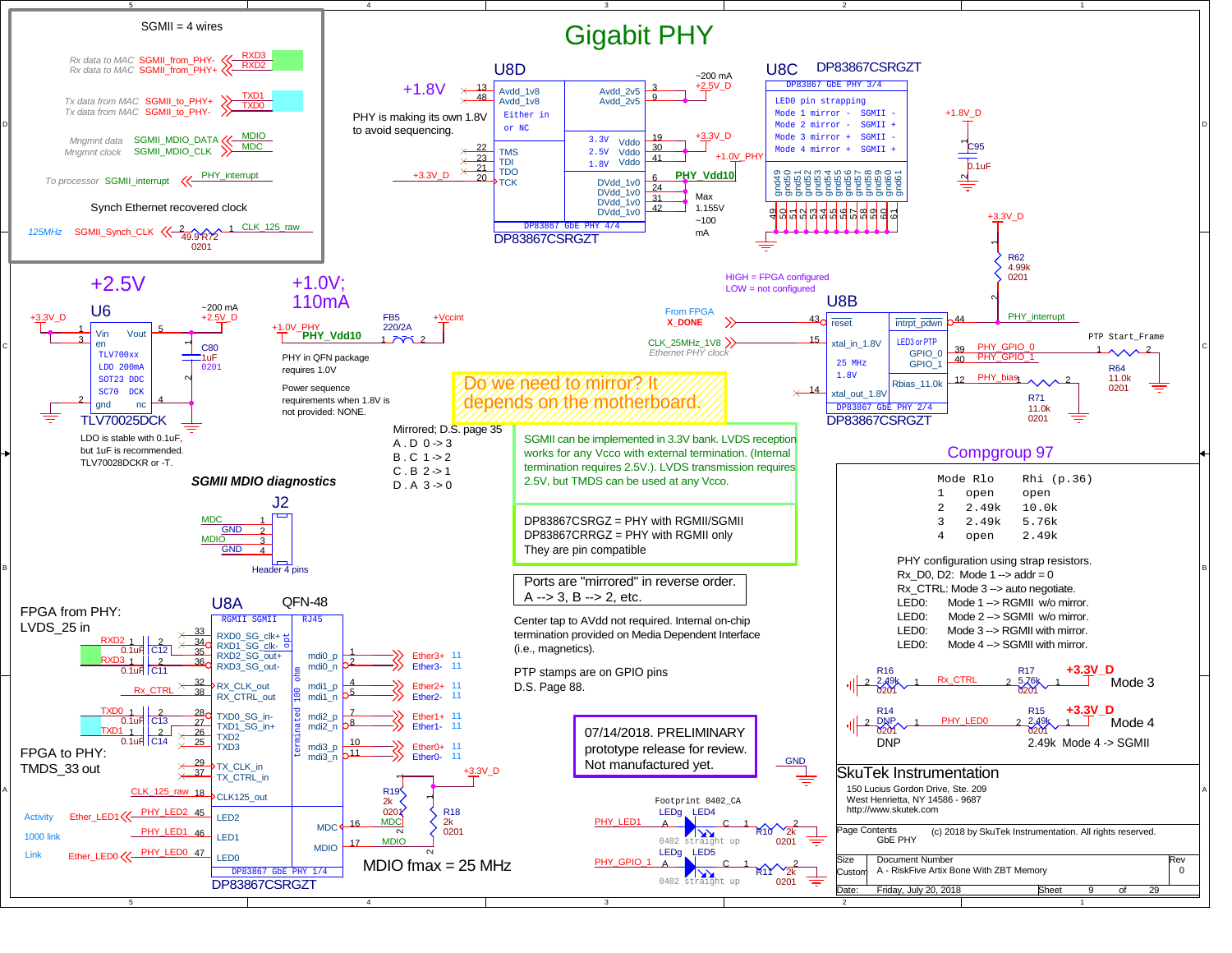# Gigabit PHY

## SGMII = 4 wires

| | | |
|---|---|---|
| Rx data to MAC | SGMII_from_PHY- | RXD3 |
| Rx data to MAC | SGMII_from_PHY+ | RXD2 |
| Tx data from MAC | SGMII_to_PHY+ | TXD1 |
| Tx data from MAC | SGMII_to_PHY- | TXD0 |
| Mngmnt data | SGMII_MDIO_DATA | MDIO |
| Mngmnt clock | SGMII_MDIO_CLK | MDC |
| To processor | SGMII_interrupt | PHY_interrupt |

Synch Ethernet recovered clock

125MHz SGMII_Synch_CLK — R72 49.9 0201 — CLK_125_raw

## U8D — DP83867CSRGZT

+1.8V — Avdd_1v8 (13, 48)

Either in or NC

PHY is making its own 1.8V to avoid sequencing.

TMS (22), TDI (23), TDO (21), TCK (20) — +3.3V_D

~200 mA +2.5V_D — Avdd_2v5 (3, 9)

+3.3V_D — 3.3V Vddo (19), 2.5V Vddo (30), 1.8V Vddo (41) — +1.0V_PHY

PHY_Vdd10 — DVdd_1v0 (6, 24, 31, 42)

Max 1.155V ~100 mA

DP83867 GbE PHY 4/4

## U8C — DP83867CSRGZT

DP83867 GbE PHY 3/4

LED0 pin strapping
- Mode 1 mirror - SGMII -
- Mode 2 mirror - SGMII +
- Mode 3 mirror + SGMII -
- Mode 4 mirror + SGMII +

gnd49 … gnd61 (49–61)

+1.8V_D — C95 0.1uF

## +2.5V — U6

+3.3V_D — Vin (1), en (3) — Vout (5) — ~200 mA +2.5V_D

TLV700xx LDO 200mA SOT23 DDC SC70 DCK

gnd (2), nc (4)

C80 1uF 0201

TLV70025DCK

LDO is stable with 0.1uF, but 1uF is recommended. TLV70028DCKR or -T.

## +1.0V; 110mA

+1.0V_PHY — PHY_Vdd10 — FB5 220/2A — +Vccint

PHY in QFN package requires 1.0V

Power sequence requirements when 1.8V is not provided: NONE.

Do we need to mirror? It depends on the motherboard.

Mirrored; D.S. page 35
- A . D 0 -> 3
- B . C 1 -> 2
- C . B 2 -> 1
- D . A 3 -> 0

SGMII can be implemented in 3.3V bank. LVDS reception works for any Vcco with external termination. (Internal termination requires 2.5V.). LVDS transmission requires 2.5V, but TMDS can be used at any Vcco.

DP83867CSRGZ = PHY with RGMII/SGMII
DP83867CRRGZ = PHY with RGMII only
They are pin compatible

Ports are "mirrored" in reverse order.
A --> 3, B --> 2, etc.

Center tap to AVdd not required. Internal on-chip termination provided on Media Dependent Interface (i.e., magnetics).

PTP stamps are on GPIO pins
D.S. Page 88.

07/14/2018. PRELIMINARY prototype release for review. Not manufactured yet.

## U8B — DP83867CSRGZT

HIGH = FPGA configured
LOW = not configured

From FPGA X_DONE — reset (43)

CLK_25MHz_1V8 — xtal_in_1.8V (15) — Ethernet PHY clock

25 MHz 1.8V

xtal_out_1.8V (14)

intrpt_pdwn (44) — PHY_interrupt — R62 4.99k 0201 — +3.3V_D

LED3 or PTP GPIO_0 (39) — PHY_GPIO_0
GPIO_1 (40) — PHY_GPIO_1 — R64 11.0k 0201 — PTP Start_Frame

Rbias_11.0k (12) — PHY_bias — R71 11.0k 0201

DP83867 GbE PHY 2/4

## Compgroup 97

| Mode | Rlo | Rhi (p.36) |
|---|---|---|
| 1 | open | open |
| 2 | 2.49k | 10.0k |
| 3 | 2.49k | 5.76k |
| 4 | open | 2.49k |

PHY configuration using strap resistors.
- Rx_D0, D2: Mode 1 --> addr = 0
- Rx_CTRL: Mode 3 --> auto negotiate.
- LED0: Mode 1 --> RGMII w/o mirror.
- LED0: Mode 2 --> SGMII w/o mirror.
- LED0: Mode 3 --> RGMII with mirror.
- LED0: Mode 4 --> SGMII with mirror.

R16 2.49k 0201 — Rx_CTRL — R17 5.76k 0201 — +3.3V_D — Mode 3

R14 DNP 0201 — PHY_LED0 — R15 2.49k 0201 — +3.3V_D — Mode 4

DNP — 2.49k Mode 4 -> SGMII

## SGMII MDIO diagnostics

J2 Header 4 pins: MDC (1), GND (2), MDIO (3), GND (4)

## U8A — QFN-48 — DP83867CSRGZT

FPGA from PHY: LVDS_25 in

- RXD2 — C12 0.1uF — RXD0_SG_clk+ (33)
- RXD1_SG_clk- (34)
- RXD3 — C11 0.1uF — RXD2_SG_out+ (35), RXD3_SG_out- (36)
- RX_CLK_out (32)
- Rx_CTRL — RX_CTRL_out (38)
- TXD0 — C13 0.1uF — TXD0_SG_in- (28)
- TXD1 — C14 0.1uF — TXD1_SG_in+ (27)
- TXD2 (26), TXD3 (25)

FPGA to PHY: TMDS_33 out

- TX_CLK_in (29), TX_CTRL_in (37)
- CLK_125_raw — CLK125_out (18)

RGMII SGMII / RJ45 / terminated 100 ohm / opt

- mdi0_p (1) — Ether3+ 11; mdi0_n (2) — Ether3- 11
- mdi1_p (4) — Ether2+ 11; mdi1_n (5) — Ether2- 11
- mdi2_p (7) — Ether1+ 11; mdi2_n (8) — Ether1- 11
- mdi3_p (10) — Ether0+ 11; mdi3_n (11) — Ether0- 11

- Activity — Ether_LED1 — PHY_LED2 — LED2 (45)
- 1000 link — PHY_LED1 — LED1 (46)
- Link — Ether_LED0 — PHY_LED0 — LED0 (47)

MDC (16) — R19 2k 0201 — +3.3V_D
MDIO (17) — R18 2k 0201

DP83867 GbE PHY 1/4

MDIO fmax = 25 MHz

Footprint 0402_CA

- PHY_LED1 — LEDg LED4 — R10 2k 0201 — 0402 straight up
- PHY_GPIO_1 — LEDg LED5 — R11 2k 0201 — 0402 straight up

GND

## SkuTek Instrumentation

150 Lucius Gordon Drive, Ste. 209
West Henrietta, NY 14586 - 9687
http://www.skutek.com

Page Contents: GbE PHY — (c) 2018 by SkuTek Instrumentation. All rights reserved.

Size: Custom — Document Number: A - RiskFive Artix Bone With ZBT Memory — Rev 0

Date: Friday, July 20, 2018 — Sheet 9 of 29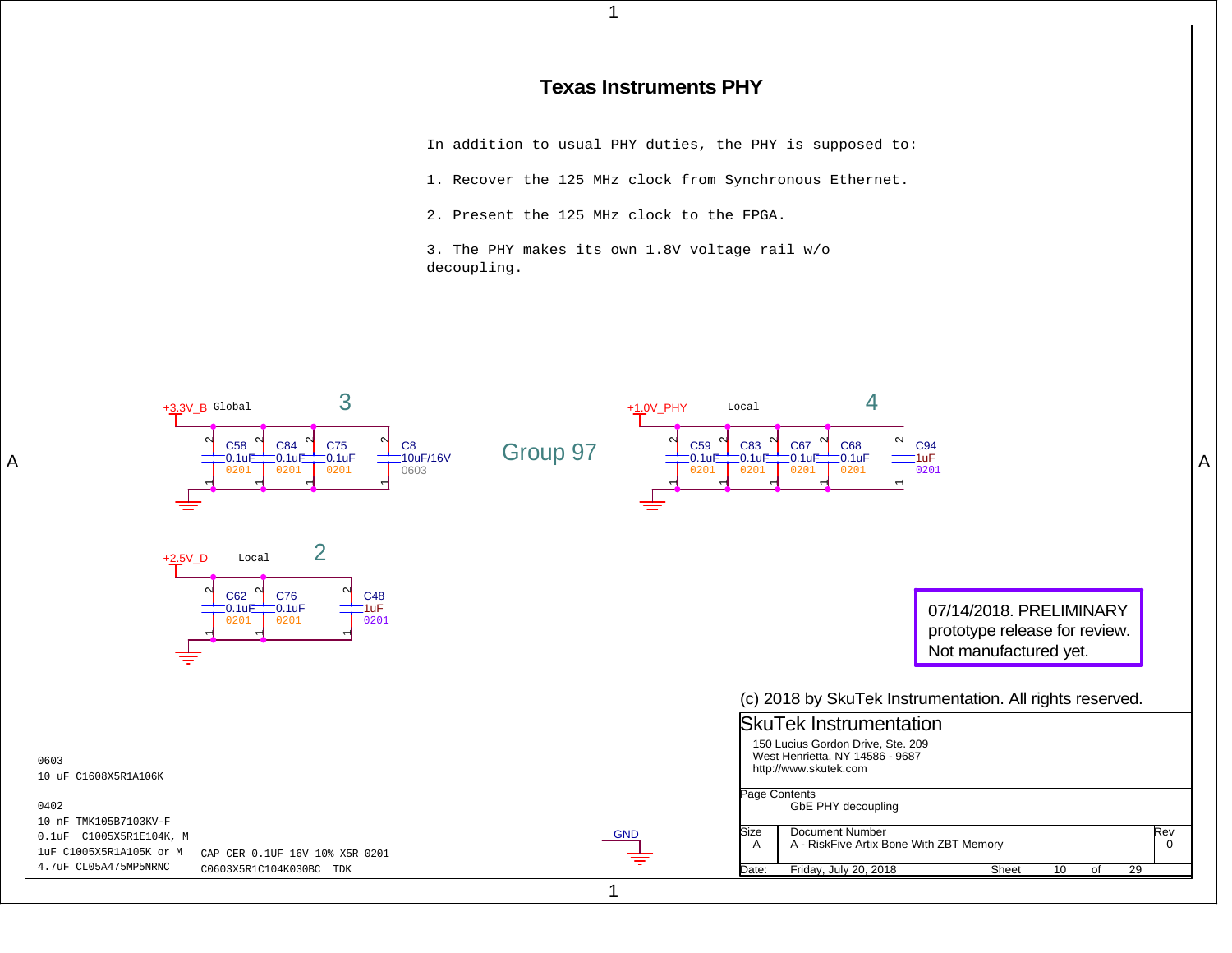# Texas Instruments PHY

In addition to usual PHY duties, the PHY is supposed to:

1. Recover the 125 MHz clock from Synchronous Ethernet.

2. Present the 125 MHz clock to the FPGA.

3. The PHY makes its own 1.8V voltage rail w/o decoupling.

+3.3V_B Global — 3

C58 0.1uF 0201, C84 0.1uF 0201, C75 0.1uF 0201, C8 10uF/16V 0603

Group 97

+1.0V_PHY Local — 4

C59 0.1uF 0201, C83 0.1uF 0201, C67 0.1uF 0201, C68 0.1uF 0201, C94 1uF 0201

+2.5V_D Local — 2

C62 0.1uF 0201, C76 0.1uF 0201, C48 1uF 0201

07/14/2018. PRELIMINARY prototype release for review. Not manufactured yet.

0603
10 uF C1608X5R1A106K

0402
10 nF TMK105B7103KV-F
0.1uF C1005X5R1E104K, M
1uF C1005X5R1A105K or M
4.7uF CL05A475MP5NRNC

CAP CER 0.1UF 16V 10% X5R 0201
C0603X5R1C104K030BC TDK

GND

(c) 2018 by SkuTek Instrumentation. All rights reserved.

SkuTek Instrumentation
150 Lucius Gordon Drive, Ste. 209
West Henrietta, NY 14586 - 9687
http://www.skutek.com

Page Contents: GbE PHY decoupling

| Size | Document Number | Rev |
|---|---|---|
| A | A - RiskFive Artix Bone With ZBT Memory | 0 |

Date: Friday, July 20, 2018 — Sheet 10 of 29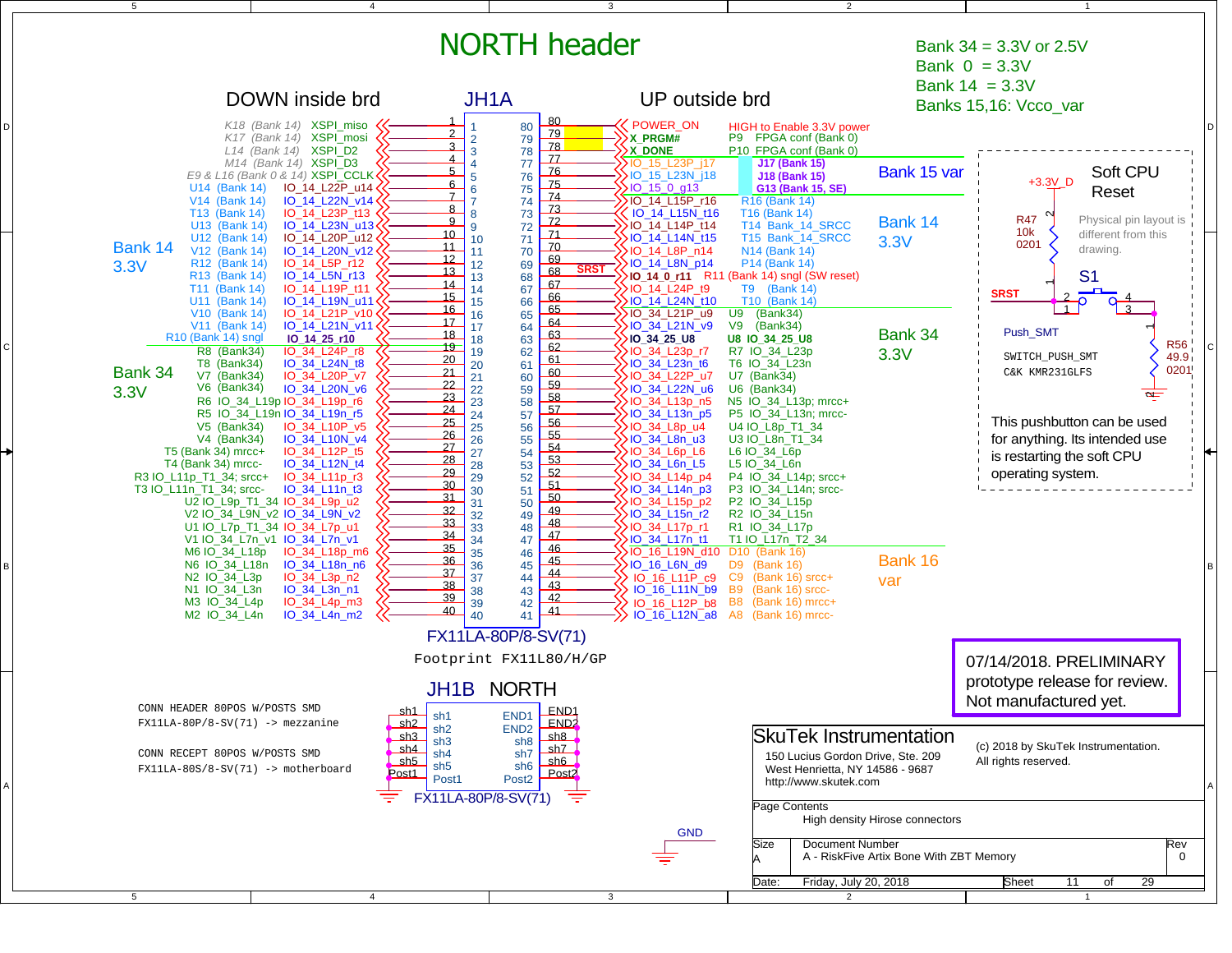# NORTH header

Bank 34 = 3.3V or 2.5V
Bank 0 = 3.3V
Bank 14 = 3.3V
Banks 15,16: Vcco_var

## JH1A

DOWN inside brd | UP outside brd

| Ball / Bank (down) | Signal (down) | Pin | Pin | Signal (up) | Ball / Bank (up) |
|---|---|---|---|---|---|
| K18 (Bank 14) | XSPI_miso | 1 | 80 | POWER_ON | HIGH to Enable 3.3V power |
| K17 (Bank 14) | XSPI_mosi | 2 | 79 | X_PRGM# | P9 FPGA conf (Bank 0) |
| L14 (Bank 14) | XSPI_D2 | 3 | 78 | X_DONE | P10 FPGA conf (Bank 0) |
| M14 (Bank 14) | XSPI_D3 | 4 | 77 | IO_15_L22P_j17 | J17 (Bank 15) |
| E9 & L16 (Bank 0 & 14) | XSPI_CCLK | 5 | 76 | IO_15_L23N_j18 | J18 (Bank 15) |
| U14 (Bank 14) | IO_14_L22P_u14 | 6 | 75 | IO_15_0_g13 | G13 (Bank 15, SE) |
| V14 (Bank 14) | IO_14_L22N_v14 | 7 | 74 | IO_14_L15P_r16 | R16 (Bank 14) |
| T13 (Bank 14) | IO_14_L23P_t13 | 8 | 73 | IO_14_L15N_t16 | T16 (Bank 14) |
| U13 (Bank 14) | IO_14_L23N_u13 | 9 | 72 | IO_14_L14P_t14 | T14 Bank_14_SRCC |
| U12 (Bank 14) | IO_14_L20P_u12 | 10 | 71 | IO_14_L14N_t15 | T15 Bank_14_SRCC |
| V12 (Bank 14) | IO_14_L20N_v12 | 11 | 70 | IO_14_L8P_n14 | N14 (Bank 14) |
| R12 (Bank 14) | IO_14_L5P_r12 | 12 | 69 | IO_14_L8N_p14 | P14 (Bank 14) |
| R13 (Bank 14) | IO_14_L5N_r13 | 13 | 68 | IO_14_0_r11 (SRST) | R11 (Bank 14) sngl (SW reset) |
| T11 (Bank 14) | IO_14_L19P_t11 | 14 | 67 | IO_14_L24P_t9 | T9 (Bank 14) |
| U11 (Bank 14) | IO_14_L19N_u11 | 15 | 66 | IO_14_L24N_t10 | T10 (Bank 14) |
| V10 (Bank 14) | IO_14_L21P_v10 | 16 | 65 | IO_34_L21P_u9 | U9 (Bank34) |
| V11 (Bank 14) | IO_14_L21N_v11 | 17 | 64 | IO_34_L21N_v9 | V9 (Bank34) |
| R10 (Bank 14) sngl | IO_14_25_r10 | 18 | 63 | IO_34_25_U8 | U8 IO_34_25_U8 |
| R8 (Bank34) | IO_34_L24P_r8 | 19 | 62 | IO_34_L23p_r7 | R7 IO_34_L23p |
| T8 (Bank34) | IO_34_L24N_t8 | 20 | 61 | IO_34_L23n_t6 | T6 IO_34_L23n |
| V7 (Bank34) | IO_34_L20P_v7 | 21 | 60 | IO_34_L22P_u7 | U7 (Bank34) |
| V6 (Bank34) | IO_34_L20N_v6 | 22 | 59 | IO_34_L22N_u6 | U6 (Bank34) |
| R6 IO_34_L19p | IO_34_L19p_r6 | 23 | 58 | IO_34_L13p_n5 | N5 IO_34_L13p; mrcc+ |
| R5 IO_34_L19n | IO_34_L19n_r5 | 24 | 57 | IO_34_L13n_p5 | P5 IO_34_L13n; mrcc- |
| V5 (Bank34) | IO_34_L10P_v5 | 25 | 56 | IO_34_L8p_u4 | U4 IO_L8p_T1_34 |
| V4 (Bank34) | IO_34_L10N_v4 | 26 | 55 | IO_34_L8n_u3 | U3 IO_L8n_T1_34 |
| T5 (Bank 34) mrcc+ | IO_34_L12P_t5 | 27 | 54 | IO_34_L6p_L6 | L6 IO_34_L6p |
| T4 (Bank 34) mrcc- | IO_34_L12N_t4 | 28 | 53 | IO_34_L6n_L5 | L5 IO_34_L6n |
| R3 IO_L11p_T1_34; srcc+ | IO_34_L11p_r3 | 29 | 52 | IO_34_L14p_p4 | P4 IO_34_L14p; srcc+ |
| T3 IO_L11n_T1_34; srcc- | IO_34_L11n_t3 | 30 | 51 | IO_34_L14n_p3 | P3 IO_34_L14n; srcc- |
| U2 IO_L9p_T1_34 | IO_34_L9p_u2 | 31 | 50 | IO_34_L15p_p2 | P2 IO_34_L15p |
| V2 IO_34_L9N_v2 | IO_34_L9N_v2 | 32 | 49 | IO_34_L15n_r2 | R2 IO_34_L15n |
| U1 IO_L7p_T1_34 | IO_34_L7p_u1 | 33 | 48 | IO_34_L17p_r1 | R1 IO_34_L17p |
| V1 IO_34_L7n_v1 | IO_34_L7n_v1 | 34 | 47 | IO_34_L17n_t1 | T1 IO_L17n_T2_34 |
| M6 IO_34_L18p | IO_34_L18p_m6 | 35 | 46 | IO_16_L19N_d10 | D10 (Bank 16) |
| N6 IO_34_L18n | IO_34_L18n_n6 | 36 | 45 | IO_16_L6N_d9 | D9 (Bank 16) |
| N2 IO_34_L3p | IO_34_L3p_n2 | 37 | 44 | IO_16_L11P_c9 | C9 (Bank 16) srcc+ |
| N1 IO_34_L3n | IO_34_L3n_n1 | 38 | 43 | IO_16_L11N_b9 | B9 (Bank 16) srcc- |
| M3 IO_34_L4p | IO_34_L4p_m3 | 39 | 42 | IO_16_L12P_b8 | B8 (Bank 16) mrcc+ |
| M2 IO_34_L4n | IO_34_L4n_m2 | 40 | 41 | IO_16_L12N_a8 | A8 (Bank 16) mrcc- |

Down-side groups: Bank 14 3.3V (pins 6–18), Bank 34 3.3V (pins 19–40).
Up-side groups: Bank 15 var (pins 77–75), Bank 14 3.3V (pins 74–66), Bank 34 3.3V (pins 65–47), Bank 16 var (pins 46–41).

FX11LA-80P/8-SV(71)

Footprint FX11L80/H/GP

## JH1B NORTH

| Pin | Name | Name | Pin |
|---|---|---|---|
| sh1 | sh1 | END1 | END1 |
| sh2 | sh2 | END2 | END2 |
| sh3 | sh3 | sh8 | sh8 |
| sh4 | sh4 | sh7 | sh7 |
| sh5 | sh5 | sh6 | sh6 |
| Post1 | Post1 | Post2 | Post2 |

FX11LA-80P/8-SV(71)

```
CONN HEADER 80POS W/POSTS SMD
FX11LA-80P/8-SV(71) -> mezzanine

CONN RECEPT 80POS W/POSTS SMD
FX11LA-80S/8-SV(71) -> motherboard
```

GND

## Soft CPU Reset

+3.3V_D

R47 10k 0201

Physical pin layout is different from this drawing.

S1 — SRST; Push_SMT

SWITCH_PUSH_SMT
C&K KMR231GLFS

R56 49.9 0201

This pushbutton can be used for anything. Its intended use is restarting the soft CPU operating system.

07/14/2018. PRELIMINARY prototype release for review. Not manufactured yet.

**SkuTek Instrumentation**
150 Lucius Gordon Drive, Ste. 209
West Henrietta, NY 14586 - 9687
http://www.skutek.com

(c) 2018 by SkuTek Instrumentation. All rights reserved.

Page Contents: High density Hirose connectors

Size: A | Document Number: A - RiskFive Artix Bone With ZBT Memory | Rev: 0

Date: Friday, July 20, 2018 | Sheet 11 of 29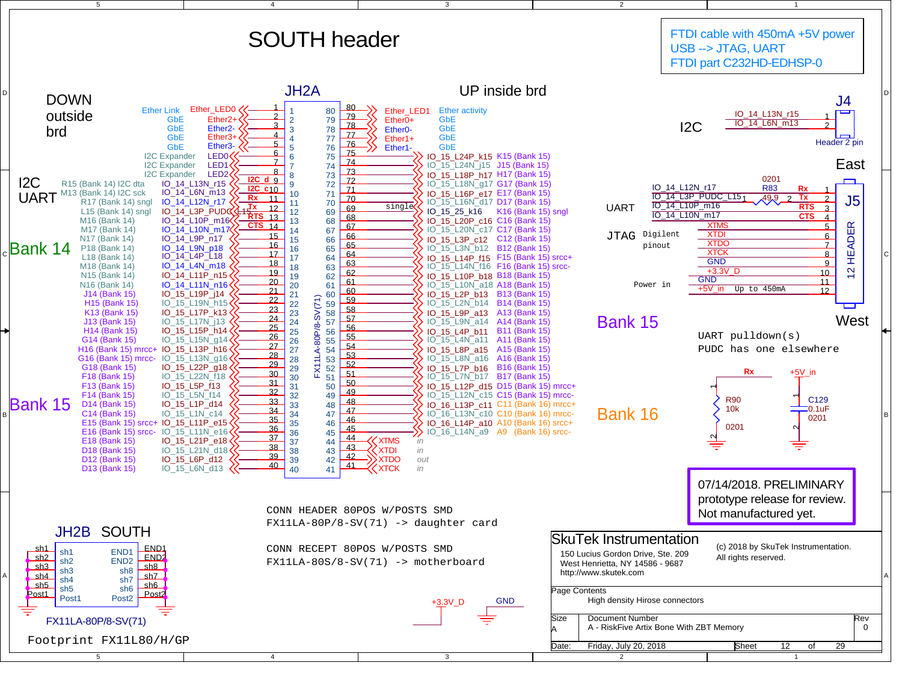# SOUTH header

**FTDI cable with 450mA +5V power**
**USB --> JTAG, UART**
**FTDI part C232HD-EDHSP-0**

## JH2A

DOWN outside brd — UP inside brd

| Function (Down) | Signal | Pin | Pin | Signal | Function (Up) |
|---|---|---|---|---|---|
| Ether Link | Ether_LED0 | 1 | 80 | Ether_LED1 | Ether activity |
| GbE | Ether2+ | 2 | 79 | Ether0+ | GbE |
| GbE | Ether2- | 3 | 78 | Ether0- | GbE |
| GbE | Ether3+ | 4 | 77 | Ether1+ | GbE |
| GbE | Ether3- | 5 | 76 | Ether1- | GbE |
| I2C Expander | LED0 | 6 | 75 | IO_15_L24P_k15 | K15 (Bank 15) |
| I2C Expander | LED1 | 7 | 74 | IO_15_L24N_j15 | J15 (Bank 15) |
| I2C Expander | LED2 | 8 | 73 | IO_15_L18P_h17 | H17 (Bank 15) |
| R15 (Bank 14) I2C dta | IO_14_L13N_r15 (I2C d) | 9 | 72 | IO_15_L18N_g17 | G17 (Bank 15) |
| M13 (Bank 14) I2C sck | IO_14_L6N_m13 (I2C c) | 10 | 71 | IO_15_L16P_e17 | E17 (Bank 15) |
| R17 (Bank 14) sngl | IO_14_L12N_r17 (Rx) | 11 | 70 | IO_15_L16N_d17 | D17 (Bank 15) |
| L15 (Bank 14) sngl | IO_14_L3P_PUDC_L15 (Tx) | 12 | 69 | IO_15_25_k16 (single) | K16 (Bank 15) sngl |
| M16 (Bank 14) | IO_14_L10P_m16 (RTS) | 13 | 68 | IO_15_L20P_c16 | C16 (Bank 15) |
| M17 (Bank 14) | IO_14_L10N_m17 (CTS) | 14 | 67 | IO_15_L20N_c17 | C17 (Bank 15) |
| N17 (Bank 14) | IO_14_L9P_n17 | 15 | 66 | IO_15_L3P_c12 | C12 (Bank 15) |
| P18 (Bank 14) | IO_14_L9N_p18 | 16 | 65 | IO_15_L3N_b12 | B12 (Bank 15) |
| L18 (Bank 14) | IO_14_L4P_L18 | 17 | 64 | IO_15_L14P_f15 | F15 (Bank 15) srcc+ |
| M18 (Bank 14) | IO_14_L4N_m18 | 18 | 63 | IO_15_L14N_f16 | F16 (Bank 15) srcc- |
| N15 (Bank 14) | IO_14_L11P_n15 | 19 | 62 | IO_15_L10P_b18 | B18 (Bank 15) |
| N16 (Bank 14) | IO_14_L11N_n16 | 20 | 61 | IO_15_L10N_a18 | A18 (Bank 15) |
| J14 (Bank 15) | IO_15_L19P_j14 | 21 | 60 | IO_15_L2P_b13 | B13 (Bank 15) |
| H15 (Bank 15) | IO_15_L19N_h15 | 22 | 59 | IO_15_L2N_b14 | B14 (Bank 15) |
| K13 (Bank 15) | IO_15_L17P_k13 | 23 | 58 | IO_15_L9P_a13 | A13 (Bank 15) |
| J13 (Bank 15) | IO_15_L17N_j13 | 24 | 57 | IO_15_L9N_a14 | A14 (Bank 15) |
| H14 (Bank 15) | IO_15_L15P_h14 | 25 | 56 | IO_15_L4P_b11 | B11 (Bank 15) |
| G14 (Bank 15) | IO_15_L15N_g14 | 26 | 55 | IO_15_L4N_a11 | A11 (Bank 15) |
| H16 (Bank 15) mrcc+ | IO_15_L13P_h16 | 27 | 54 | IO_15_L8P_a15 | A15 (Bank 15) |
| G16 (Bank 15) mrcc- | IO_15_L13N_g16 | 28 | 53 | IO_15_L8N_a16 | A16 (Bank 15) |
| G18 (Bank 15) | IO_15_L22P_g18 | 29 | 52 | IO_15_L7P_b16 | B16 (Bank 15) |
| F18 (Bank 15) | IO_15_L22N_f18 | 30 | 51 | IO_15_L7N_b17 | B17 (Bank 15) |
| F13 (Bank 15) | IO_15_L5P_f13 | 31 | 50 | IO_15_L12P_d15 | D15 (Bank 15) mrcc+ |
| F14 (Bank 15) | IO_15_L5N_f14 | 32 | 49 | IO_15_L12N_c15 | C15 (Bank 15) mrcc- |
| D14 (Bank 15) | IO_15_L1P_d14 | 33 | 48 | IO_16_L13P_c11 | C11 (Bank 16) mrcc+ |
| C14 (Bank 15) | IO_15_L1N_c14 | 34 | 47 | IO_16_L13N_c10 | C10 (Bank 16) mrcc- |
| E15 (Bank 15) srcc+ | IO_15_L11P_e15 | 35 | 46 | IO_16_L14P_a10 | A10 (Bank 16) srcc+ |
| E16 (Bank 15) srcc- | IO_15_L11N_e16 | 36 | 45 | IO_16_L14N_a9 | A9 (Bank 16) srcc- |
| E18 (Bank 15) | IO_15_L21P_e18 | 37 | 44 | XTMS | in |
| D18 (Bank 15) | IO_15_L21N_d18 | 38 | 43 | XTDI | in |
| D12 (Bank 15) | IO_15_L6P_d12 | 39 | 42 | XTDO | out |
| D13 (Bank 15) | IO_15_L6N_d13 | 40 | 41 | XTCK | in |

FX11LA-80P/8-SV(71)

I2C UART — Bank 14 — Bank 15

## J4 — I2C (Header 2 pin)

| Pin | Signal |
|---|---|
| 1 | IO_14_L13N_r15 |
| 2 | IO_14_L6N_m13 |

## J5 — 12 HEADER (East / West)

| Pin | Signal | Function |
|---|---|---|
| 1 | IO_14_L12N_r17 | Rx (UART) |
| 2 | IO_14_L3P_PUDC_L15 (via R83 49.9, 0201) | Tx |
| 3 | IO_14_L10P_m16 | RTS |
| 4 | IO_14_L10N_m17 | CTS |
| 5 | XTMS | JTAG (Digilent pinout) |
| 6 | XTDI | |
| 7 | XTDO | |
| 8 | XTCK | |
| 9 | GND | |
| 10 | +3.3V_D | |
| 11 | GND | Power in |
| 12 | +5V_in | Up to 450mA |

Bank 15 — Bank 16

UART pulldown(s)
PUDC has one elsewhere

R90 10k 0201 (Rx to GND); C129 0.1uF 0201 (+5V_in to GND)

**07/14/2018. PRELIMINARY prototype release for review. Not manufactured yet.**

CONN HEADER 80POS W/POSTS SMD
FX11LA-80P/8-SV(71) -> daughter card

CONN RECEPT 80POS W/POSTS SMD
FX11LA-80S/8-SV(71) -> motherboard

## JH2B SOUTH

sh1–sh8, END1, END2, Post1, Post2

FX11LA-80P/8-SV(71)

Footprint FX11L80/H/GP

+3.3V_D — GND

**SkuTek Instrumentation**
150 Lucius Gordon Drive, Ste. 209
West Henrietta, NY 14586 - 9687
http://www.skutek.com

(c) 2018 by SkuTek Instrumentation.
All rights reserved.

Page Contents: High density Hirose connectors

| Size | Document Number | Rev |
|---|---|---|
| A | A - RiskFive Artix Bone With ZBT Memory | 0 |

Date: Friday, July 20, 2018 — Sheet 12 of 29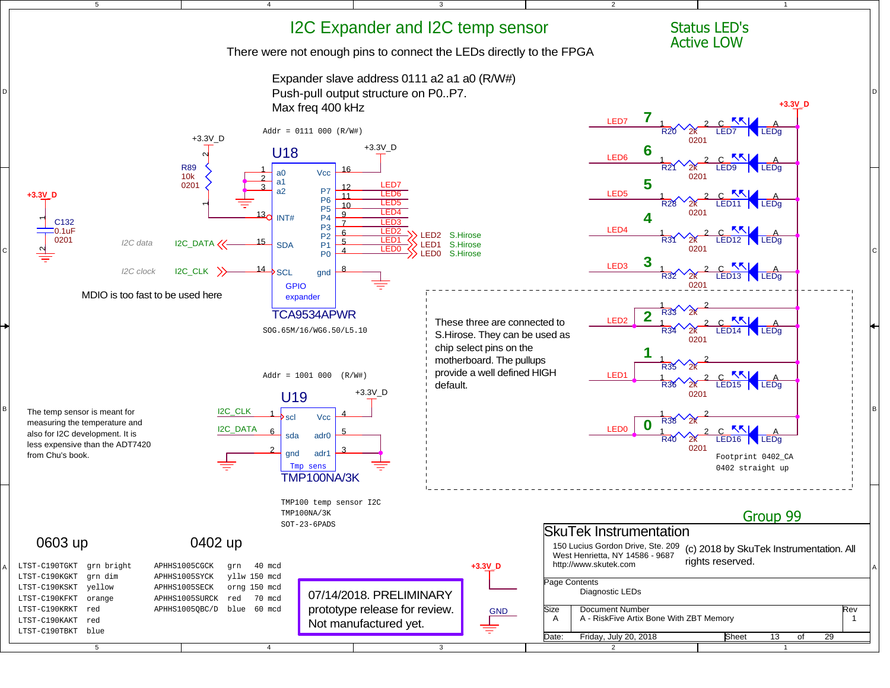# I2C Expander and I2C temp sensor

There were not enough pins to connect the LEDs directly to the FPGA

Expander slave address 0111 a2 a1 a0 (R/W#)
Push-pull output structure on P0..P7.
Max freq 400 kHz

## Status LED's Active LOW

```
Addr = 0111 000 (R/W#)
```

U18 — TCA9534APWR (GPIO expander)
SOG.65M/16/WG6.50/L5.10

| Pin | Name | Net |
|---|---|---|
| 1 | a0 | |
| 2 | a1 | |
| 3 | a2 | |
| 13 | INT# | R89 10k 0201 to +3.3V_D |
| 15 | SDA | I2C_DATA (I2C data) |
| 14 | SCL | I2C_CLK (I2C clock) |
| 16 | Vcc | +3.3V_D |
| 12 | P7 | LED7 |
| 11 | P6 | LED6 |
| 10 | P5 | LED5 |
| 9 | P4 | LED4 |
| 7 | P3 | LED3 |
| 6 | P2 | LED2 — S.Hirose |
| 5 | P1 | LED1 — S.Hirose |
| 4 | P0 | LED0 — S.Hirose |
| 8 | gnd | |

C132 0.1uF 0201 (+3.3V_D)

MDIO is too fast to be used here

```
Addr = 1001 000 (R/W#)
```

U19 — TMP100NA/3K (Tmp sens)

| Pin | Name | Net |
|---|---|---|
| 1 | scl | I2C_CLK |
| 6 | sda | I2C_DATA |
| 2 | gnd | |
| 4 | Vcc | +3.3V_D |
| 5 | adr0 | |
| 3 | adr1 | |

TMP100 temp sensor I2C
TMP100NA/3K
SOT-23-6PADS

The temp sensor is meant for measuring the temperature and also for I2C development. It is less expensive than the ADT7420 from Chu's book.

| # | Net | Resistor | LED |
|---|---|---|---|
| 7 | LED7 | R20 2k 0201 | LED7 LEDg |
| 6 | LED6 | R21 2k 0201 | LED9 LEDg |
| 5 | LED5 | R28 2k 0201 | LED11 LEDg |
| 4 | LED4 | R31 2k 0201 | LED12 LEDg |
| 3 | LED3 | R32 2k 0201 | LED13 LEDg |
| 2 | LED2 | R33 2k (pullup), R34 2k 0201 | LED14 LEDg |
| 1 | LED1 | R35 2k (pullup), R36 2k 0201 | LED15 LEDg |
| 0 | LED0 | R38 2k (pullup), R40 2k 0201 | LED16 LEDg |

These three are connected to S.Hirose. They can be used as chip select pins on the motherboard. The pullups provide a well defined HIGH default.

Footprint 0402_CA
0402 straight up

### 0603 up

| Part | Description |
|---|---|
| LTST-C190TGKT | grn bright |
| LTST-C190KGKT | grn dim |
| LTST-C190KSKT | yellow |
| LTST-C190KFKT | orange |
| LTST-C190KRKT | red |
| LTST-C190KAKT | red |
| LTST-C190TBKT | blue |

### 0402 up

| Part | Color | Intensity |
|---|---|---|
| APHHS1005CGCK | grn | 40 mcd |
| APHHS1005SYCK | yllw | 150 mcd |
| APHHS1005SECK | orng | 150 mcd |
| APHHS1005SURCK | red | 70 mcd |
| APHHS1005QBC/D | blue | 60 mcd |

07/14/2018. PRELIMINARY prototype release for review. Not manufactured yet.

Group 99

SkuTek Instrumentation
150 Lucius Gordon Drive, Ste. 209
West Henrietta, NY 14586 - 9687
http://www.skutek.com

(c) 2018 by SkuTek Instrumentation. All rights reserved.

Page Contents: Diagnostic LEDs
Size: A — Document Number: A - RiskFive Artix Bone With ZBT Memory — Rev: 1
Date: Friday, July 20, 2018 — Sheet 13 of 29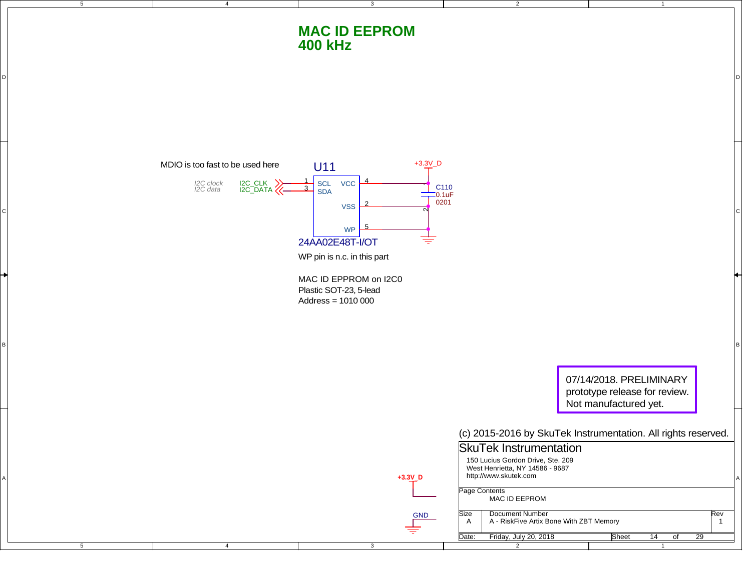# MAC ID EEPROM
# 400 kHz

MDIO is too fast to be used here

U11

*I2C clock* I2C_CLK — 1 SCL
*I2C data* I2C_DATA — 3 SDA

VCC 4 — +3.3V_D
VSS 2
WP 5

C110
0.1uF
0201

24AA02E48T-I/OT

WP pin is n.c. in this part

MAC ID EPPROM on I2C0
Plastic SOT-23, 5-lead
Address = 1010 000

+3.3V_D

GND

07/14/2018. PRELIMINARY prototype release for review. Not manufactured yet.

(c) 2015-2016 by SkuTek Instrumentation. All rights reserved.

| SkuTek Instrumentation | | |
|---|---|---|
| 150 Lucius Gordon Drive, Ste. 209<br>West Henrietta, NY 14586 - 9687<br>http://www.skutek.com | | |
| Page Contents: MAC ID EEPROM | | |
| Size: A | Document Number: A - RiskFive Artix Bone With ZBT Memory | Rev: 1 |
| Date: Friday, July 20, 2018 | Sheet 14 of 29 | |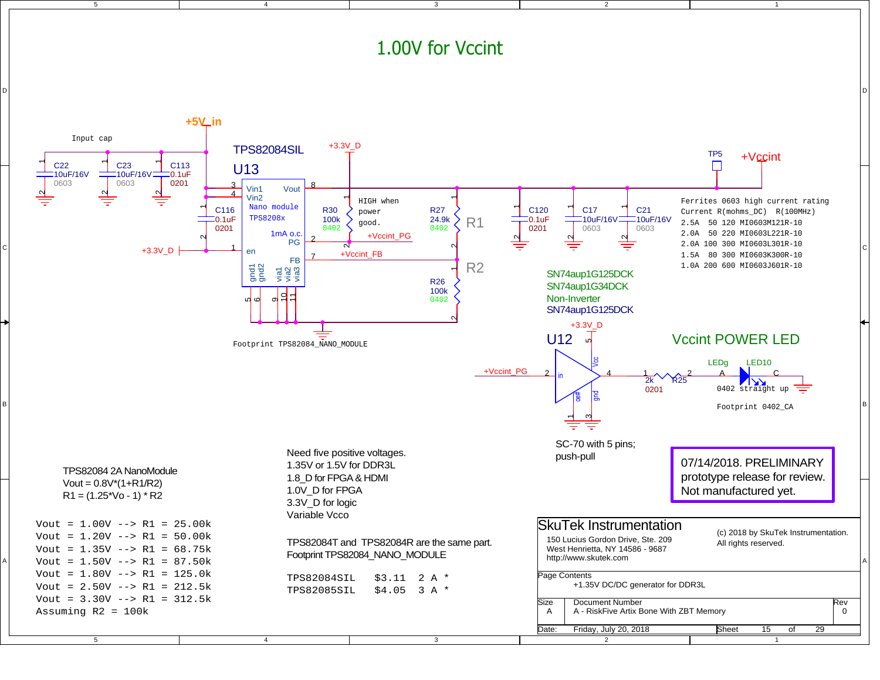# 1.00V for Vccint

+5V_in

Input cap

C22 10uF/16V 0603 — C23 10uF/16V 0603 — C113 0.1uF 0201

TPS82084SIL

U13

Vin1, Vin2, Vout, Nano module TPS8208x, 1mA o.c. PG, en, FB, gnd1, gnd2, via1, via2, via3

C116 0.1uF 0201

+3.3V_D

R30 100k 0402 — HIGH when power good.

+Vccint_PG

+Vccint_FB

R27 24.9k 0402 — R1

R26 100k 0402 — R2

Footprint TPS82084_NANO_MODULE

C120 0.1uF 0201 — C17 10uF/16V 0603 — C21 10uF/16V 0603

TP5

+Vccint

```
Ferrites 0603 high current rating
Current R(mohms_DC)  R(100MHz)
2.5A   50 120 MI0603M121R-10
2.0A   50 220 MI0603L221R-10
2.0A  100 300 MI0603L301R-10
1.5A   80 300 MI0603K300R-10
1.0A  200 600 MI0603J601R-10
```

SN74aup1G125DCK
SN74aup1G34DCK
Non-Inverter
SN74aup1G125DCK

U12 — +3.3V_D — Vcc, in, oe#, gnd

+Vccint_PG

## Vccint POWER LED

R25 2k 0201 — LEDg LED10 A C — 0402 straight up

Footprint 0402_CA

SC-70 with 5 pins; push-pull

07/14/2018. PRELIMINARY prototype release for review. Not manufactured yet.

TPS82084 2A NanoModule
Vout = 0.8V*(1+R1/R2)
R1 = (1.25*Vo - 1) * R2

```
Vout = 1.00V --> R1 = 25.00k
Vout = 1.20V --> R1 = 50.00k
Vout = 1.35V --> R1 = 68.75k
Vout = 1.50V --> R1 = 87.50k
Vout = 1.80V --> R1 = 125.0k
Vout = 2.50V --> R1 = 212.5k
Vout = 3.30V --> R1 = 312.5k
Assuming R2 = 100k
```

Need five positive voltages.
1.35V or 1.5V for DDR3L
1.8_D for FPGA & HDMI
1.0V_D for FPGA
3.3V_D for logic
Variable Vcco

TPS82084T and TPS82084R are the same part.
Footprint TPS82084_NANO_MODULE

```
TPS82084SIL   $3.11   2 A *
TPS82085SIL   $4.05   3 A *
```

SkuTek Instrumentation
150 Lucius Gordon Drive, Ste. 209
West Henrietta, NY 14586 - 9687
http://www.skutek.com

(c) 2018 by SkuTek Instrumentation. All rights reserved.

Page Contents: +1.35V DC/DC generator for DDR3L

| Size | Document Number | Rev |
|---|---|---|
| A | A - RiskFive Artix Bone With ZBT Memory | 0 |

Date: Friday, July 20, 2018 — Sheet 15 of 29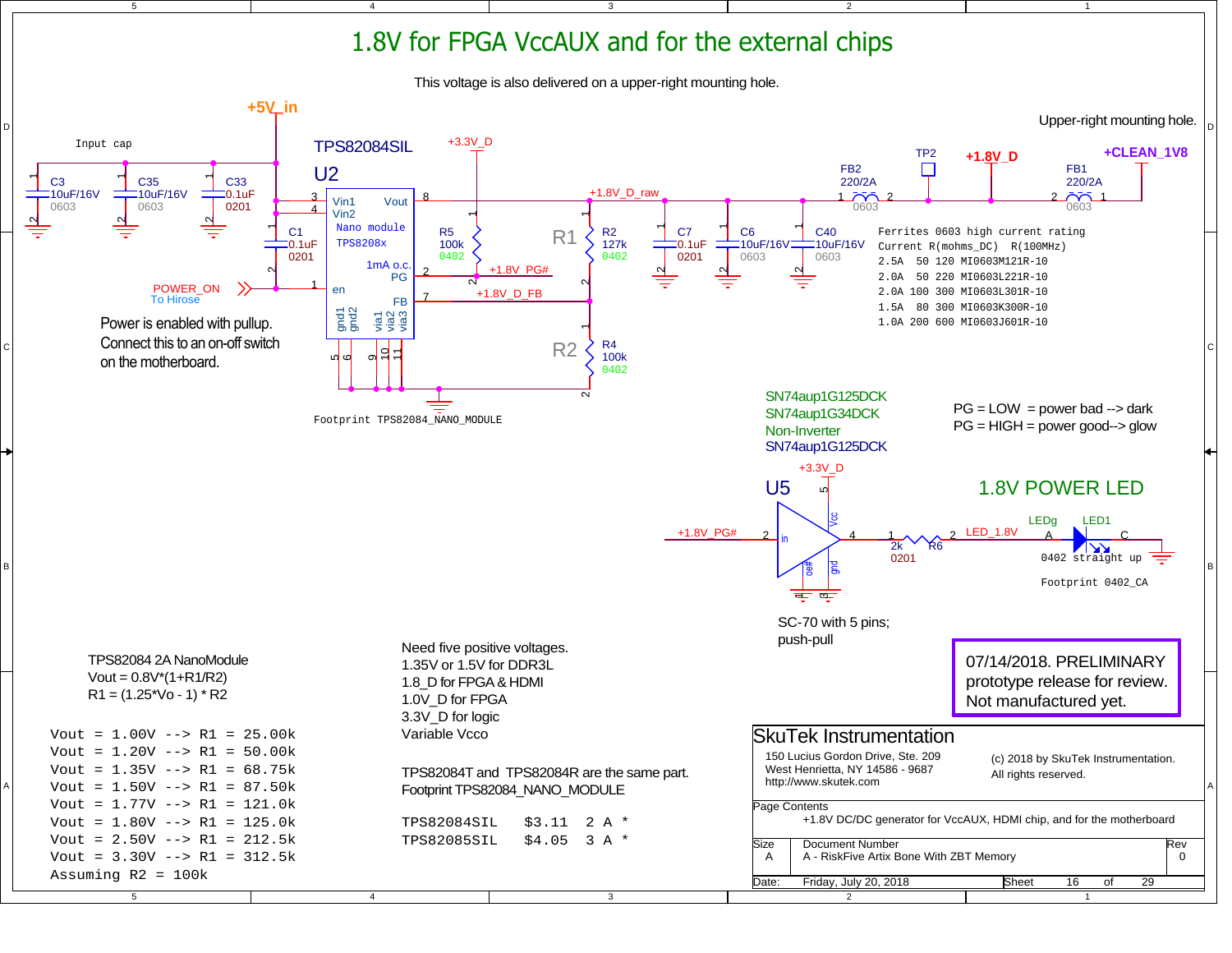# 1.8V for FPGA VccAUX and for the external chips

This voltage is also delivered on a upper-right mounting hole.

+5V_in

Input cap

C3 10uF/16V 0603

C35 10uF/16V 0603

C33 0.1uF 0201

C1 0.1uF 0201

TPS82084SIL

U2

Vin1, Vin2, Vout, Nano module TPS8208x, 1mA o.c. PG, en, FB, gnd1, gnd2, via1, via2, via3

+3.3V_D

R5 100k 0402

R1

R2 127k 0402

R2

R4 100k 0402

+1.8V_D_raw

+1.8V_PG#

+1.8V_D_FB

POWER_ON
To Hirose

Power is enabled with pullup.
Connect this to an on-off switch
on the motherboard.

Footprint TPS82084_NANO_MODULE

C7 0.1uF 0201

C6 10uF/16V 0603

C40 10uF/16V 0603

FB2 220/2A 0603

TP2

+1.8V_D

FB1 220/2A 0603

+CLEAN_1V8

Upper-right mounting hole.

```
Ferrites 0603 high current rating
Current R(mohms_DC)  R(100MHz)
2.5A   50 120 MI0603M121R-10
2.0A   50 220 MI0603L221R-10
2.0A  100 300 MI0603L301R-10
1.5A   80 300 MI0603K300R-10
1.0A  200 600 MI0603J601R-10
```

SN74aup1G125DCK
SN74aup1G34DCK
Non-Inverter
SN74aup1G125DCK

PG = LOW = power bad --> dark
PG = HIGH = power good--> glow

## 1.8V POWER LED

U5

+3.3V_D

+1.8V_PG#

R6 2k 0201

LED_1.8V

LEDg LED1

0402 straight up

Footprint 0402_CA

SC-70 with 5 pins;
push-pull

TPS82084 2A NanoModule
Vout = 0.8V*(1+R1/R2)
R1 = (1.25*Vo - 1) * R2

```
Vout = 1.00V --> R1 = 25.00k
Vout = 1.20V --> R1 = 50.00k
Vout = 1.35V --> R1 = 68.75k
Vout = 1.50V --> R1 = 87.50k
Vout = 1.77V --> R1 = 121.0k
Vout = 1.80V --> R1 = 125.0k
Vout = 2.50V --> R1 = 212.5k
Vout = 3.30V --> R1 = 312.5k
Assuming R2 = 100k
```

Need five positive voltages.
1.35V or 1.5V for DDR3L
1.8_D for FPGA & HDMI
1.0V_D for FPGA
3.3V_D for logic
Variable Vcco

TPS82084T and TPS82084R are the same part.
Footprint TPS82084_NANO_MODULE

```
TPS82084SIL   $3.11  2 A *
TPS82085SIL   $4.05  3 A *
```

07/14/2018. PRELIMINARY prototype release for review. Not manufactured yet.

SkuTek Instrumentation
150 Lucius Gordon Drive, Ste. 209
West Henrietta, NY 14586 - 9687
http://www.skutek.com

(c) 2018 by SkuTek Instrumentation. All rights reserved.

Page Contents: +1.8V DC/DC generator for VccAUX, HDMI chip, and for the motherboard

Size: A | Document Number: A - RiskFive Artix Bone With ZBT Memory | Rev: 0

Date: Friday, July 20, 2018 | Sheet 16 of 29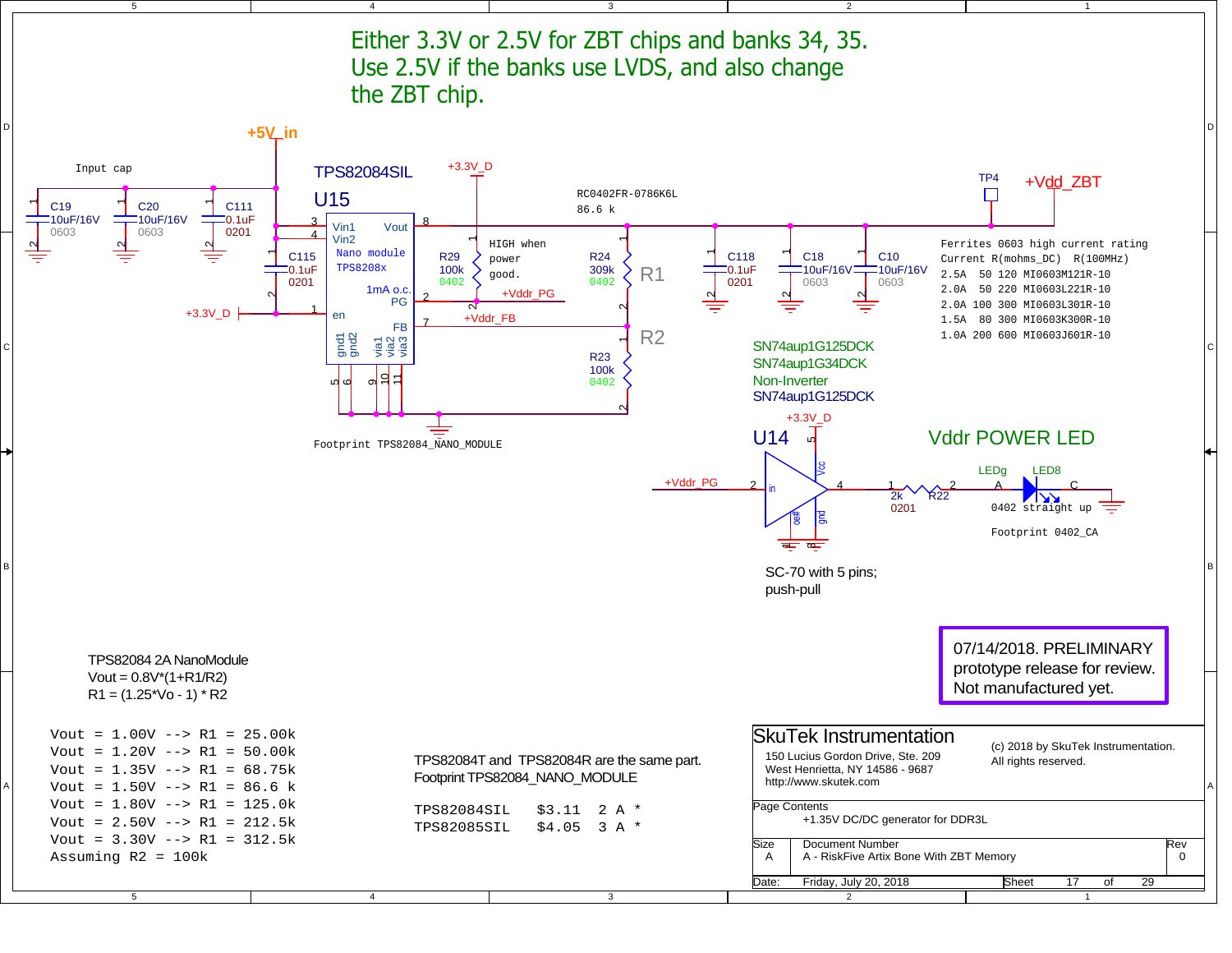Either 3.3V or 2.5V for ZBT chips and banks 34, 35.
Use 2.5V if the banks use LVDS, and also change the ZBT chip.

+5V_in

Input cap

C19 10uF/16V 0603

C20 10uF/16V 0603

C111 0.1uF 0201

C115 0.1uF 0201

TPS82084SIL

U15

Vin1, Vin2, Vout, Nano module, TPS8208x, 1mA o.c. PG, en, FB, gnd1, gnd2, via1, via2, via3

+3.3V_D

R29 100k 0402

HIGH when power good.

+Vddr_PG

+Vddr_FB

RC0402FR-0786K6L

86.6 k

R24 309k 0402 — R1

R23 100k 0402 — R2

C118 0.1uF 0201

C18 10uF/16V 0603

C10 10uF/16V 0603

TP4

+Vdd_ZBT

Ferrites 0603 high current rating

```
Current R(mohms_DC)  R(100MHz)
2.5A  50 120 MI0603M121R-10
2.0A  50 220 MI0603L221R-10
2.0A 100 300 MI0603L301R-10
1.5A  80 300 MI0603K300R-10
1.0A 200 600 MI0603J601R-10
```

Footprint TPS82084_NANO_MODULE

SN74aup1G125DCK
SN74aup1G34DCK
Non-Inverter
SN74aup1G125DCK

U14

+3.3V_D

Vddr POWER LED

+Vddr_PG

R22 2k 0201

LEDg LED8

0402 straight up

Footprint 0402_CA

SC-70 with 5 pins; push-pull

07/14/2018. PRELIMINARY prototype release for review. Not manufactured yet.

TPS82084 2A NanoModule
Vout = 0.8V*(1+R1/R2)
R1 = (1.25*Vo - 1) * R2

```
Vout = 1.00V --> R1 = 25.00k
Vout = 1.20V --> R1 = 50.00k
Vout = 1.35V --> R1 = 68.75k
Vout = 1.50V --> R1 = 86.6 k
Vout = 1.80V --> R1 = 125.0k
Vout = 2.50V --> R1 = 212.5k
Vout = 3.30V --> R1 = 312.5k
Assuming R2 = 100k
```

TPS82084T and TPS82084R are the same part.
Footprint TPS82084_NANO_MODULE

```
TPS82084SIL   $3.11  2 A *
TPS82085SIL   $4.05  3 A *
```

SkuTek Instrumentation
150 Lucius Gordon Drive, Ste. 209
West Henrietta, NY 14586 - 9687
http://www.skutek.com

(c) 2018 by SkuTek Instrumentation.
All rights reserved.

Page Contents: +1.35V DC/DC generator for DDR3L

| Size | Document Number | Rev |
|---|---|---|
| A | A - RiskFive Artix Bone With ZBT Memory | 0 |

Date: Friday, July 20, 2018 — Sheet 17 of 29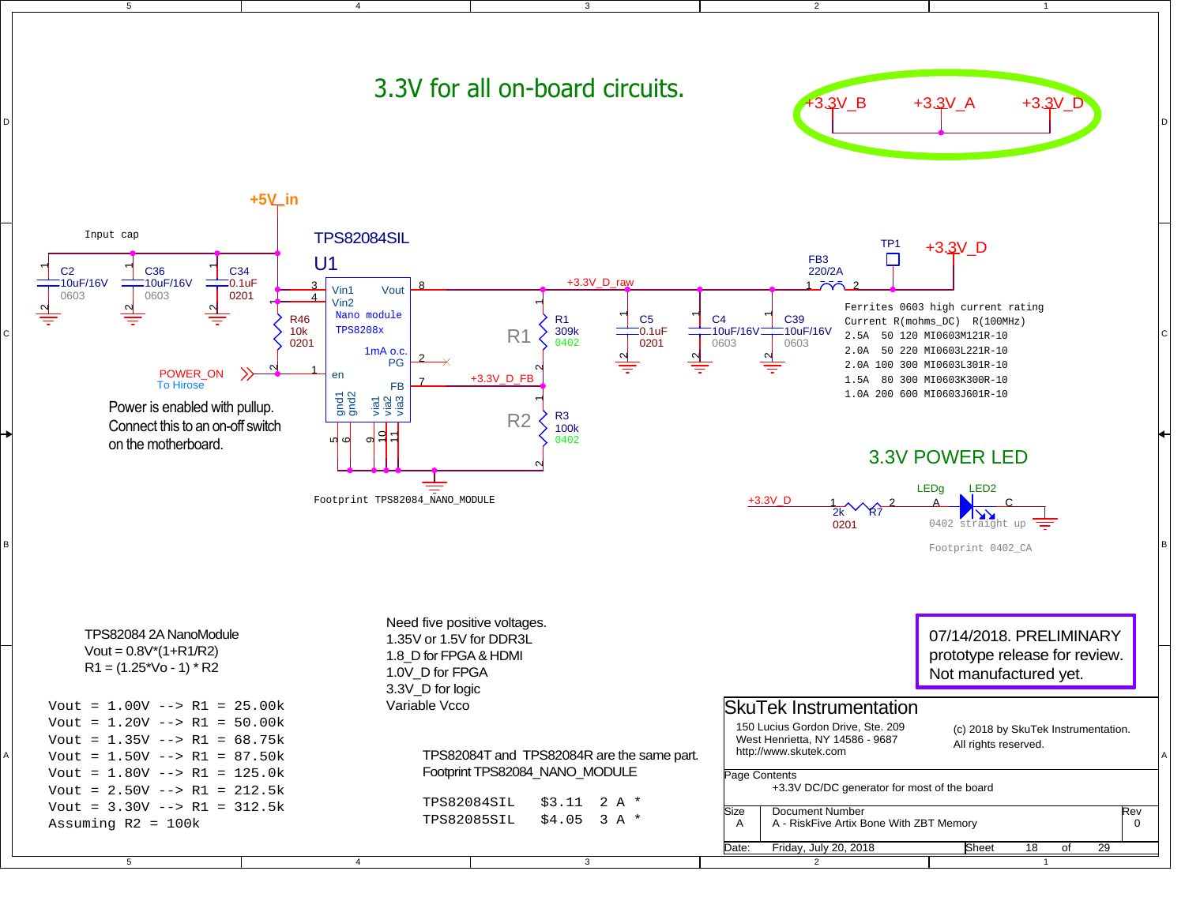# 3.3V for all on-board circuits.

+3.3V_B  +3.3V_A  +3.3V_D

+5V_in

Input cap

C2 10uF/16V 0603
C36 10uF/16V 0603
C34 0.1uF 0201

R46 10k 0201

POWER_ON
To Hirose

Power is enabled with pullup.
Connect this to an on-off switch
on the motherboard.

TPS82084SIL
U1

Vin1, Vin2, Vout, Nano module, TPS8208x, 1mA o.c. PG, en, FB, gnd1, gnd2, via1, via2, via3

Footprint TPS82084_NANO_MODULE

+3.3V_D_raw

+3.3V_D_FB

R1 309k 0402
R3 100k 0402

C5 0.1uF 0201
C4 10uF/16V 0603
C39 10uF/16V 0603

FB3 220/2A

TP1

+3.3V_D

```
Ferrites 0603 high current rating
Current R(mohms_DC)  R(100MHz)
2.5A  50 120 MI0603M121R-10
2.0A  50 220 MI0603L221R-10
2.0A 100 300 MI0603L301R-10
1.5A  80 300 MI0603K300R-10
1.0A 200 600 MI0603J601R-10
```

## 3.3V POWER LED

+3.3V_D — R7 2k 0201 — LEDg LED2 (0402 straight up)

Footprint 0402_CA

07/14/2018. PRELIMINARY prototype release for review. Not manufactured yet.

TPS82084 2A NanoModule
$V_{out} = 0.8V \cdot (1 + R1/R2)$
$R1 = (1.25 \cdot V_o - 1) \cdot R2$

```
Vout = 1.00V --> R1 = 25.00k
Vout = 1.20V --> R1 = 50.00k
Vout = 1.35V --> R1 = 68.75k
Vout = 1.50V --> R1 = 87.50k
Vout = 1.80V --> R1 = 125.0k
Vout = 2.50V --> R1 = 212.5k
Vout = 3.30V --> R1 = 312.5k
Assuming R2 = 100k
```

Need five positive voltages.
1.35V or 1.5V for DDR3L
1.8_D for FPGA & HDMI
1.0V_D for FPGA
3.3V_D for logic
Variable Vcco

TPS82084T and TPS82084R are the same part.
Footprint TPS82084_NANO_MODULE

```
TPS82084SIL   $3.11  2 A *
TPS82085SIL   $4.05  3 A *
```

SkuTek Instrumentation
150 Lucius Gordon Drive, Ste. 209
West Henrietta, NY 14586 - 9687
http://www.skutek.com

(c) 2018 by SkuTek Instrumentation.
All rights reserved.

Page Contents: +3.3V DC/DC generator for most of the board

Size: A | Document Number: A - RiskFive Artix Bone With ZBT Memory | Rev: 0

Date: Friday, July 20, 2018 | Sheet 18 of 29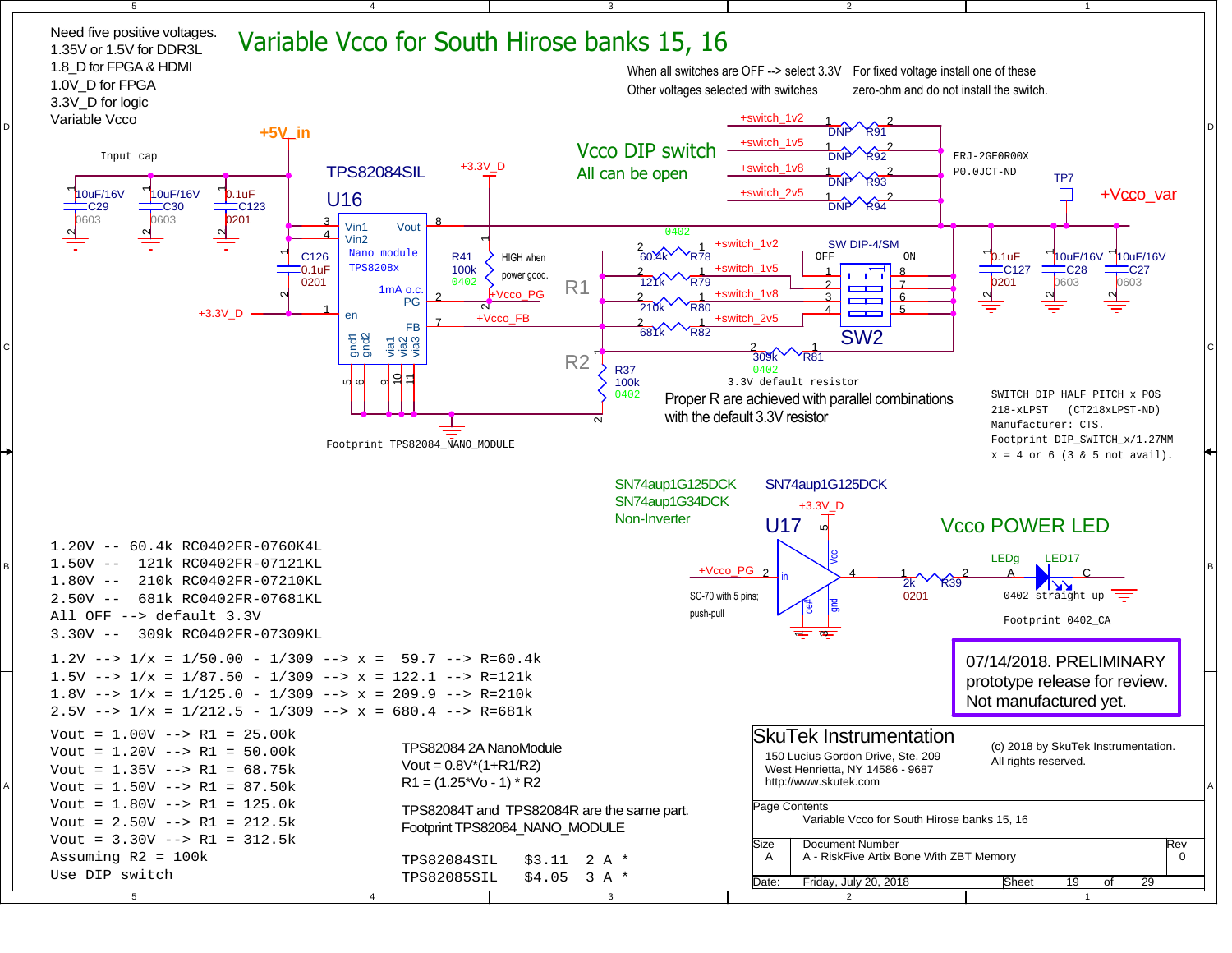# Variable Vcco for South Hirose banks 15, 16

Need five positive voltages.
1.35V or 1.5V for DDR3L
1.8_D for FPGA & HDMI
1.0V_D for FPGA
3.3V_D for logic
Variable Vcco

+5V_in

Input cap

10uF/16V C29 0603
10uF/16V C30 0603
0.1uF C123 0201

TPS82084SIL
U16

Vin1 Vin2 Vout
Nano module TPS8208x
1mA o.c. PG
en
FB
gnd1 gnd2 via1 via2 via3

C126 0.1uF 0201

+3.3V_D

R41 100k 0402

HIGH when power good.

+Vcco_PG
+Vcco_FB

R1
R2

R37 100k 0402

Footprint TPS82084_NANO_MODULE

When all switches are OFF --> select 3.3V
Other voltages selected with switches

For fixed voltage install one of these zero-ohm and do not install the switch.

+switch_1v2 DNP R91
+switch_1v5 DNP R92
+switch_1v8 DNP R93
+switch_2v5 DNP R94

ERJ-2GE0R00X
P0.0JCT-ND

TP7

+Vcco_var

## Vcco DIP switch
All can be open

0402

60.4k R78 +switch_1v2
121k R79 +switch_1v5
210k R80 +switch_1v8
681k R82 +switch_2v5

SW DIP-4/SM
OFF ON
SW2

309k R81 0402
3.3V default resistor

Proper R are achieved with parallel combinations with the default 3.3V resistor

0.1uF C127 0201
10uF/16V C28 0603
10uF/16V C27 0603

SWITCH DIP HALF PITCH x POS
218-xLPST (CT218xLPST-ND)
Manufacturer: CTS.
Footprint DIP_SWITCH_x/1.27MM
x = 4 or 6 (3 & 5 not avail).

SN74aup1G125DCK
SN74aup1G34DCK
Non-Inverter

SN74aup1G125DCK
U17
+3.3V_D

+Vcco_PG
SC-70 with 5 pins; push-pull

## Vcco POWER LED

2k R39 0201
LEDg LED17
0402 straight up
Footprint 0402_CA

```
1.20V -- 60.4k RC0402FR-0760K4L
1.50V --  121k RC0402FR-07121KL
1.80V --  210k RC0402FR-07210KL
2.50V --  681k RC0402FR-07681KL
All OFF --> default 3.3V
3.30V --  309k RC0402FR-07309KL

1.2V --> 1/x = 1/50.00 - 1/309 --> x =  59.7 --> R=60.4k
1.5V --> 1/x = 1/87.50 - 1/309 --> x = 122.1 --> R=121k
1.8V --> 1/x = 1/125.0 - 1/309 --> x = 209.9 --> R=210k
2.5V --> 1/x = 1/212.5 - 1/309 --> x = 680.4 --> R=681k

Vout = 1.00V --> R1 = 25.00k
Vout = 1.20V --> R1 = 50.00k
Vout = 1.35V --> R1 = 68.75k
Vout = 1.50V --> R1 = 87.50k
Vout = 1.80V --> R1 = 125.0k
Vout = 2.50V --> R1 = 212.5k
Vout = 3.30V --> R1 = 312.5k
Assuming R2 = 100k
Use DIP switch
```

TPS82084 2A NanoModule
Vout = 0.8V*(1+R1/R2)
R1 = (1.25*Vo - 1) * R2

TPS82084T and TPS82084R are the same part.
Footprint TPS82084_NANO_MODULE

| | | |
|---|---|---|
| TPS82084SIL | $3.11 | 2 A * |
| TPS82085SIL | $4.05 | 3 A * |

07/14/2018. PRELIMINARY prototype release for review. Not manufactured yet.

SkuTek Instrumentation
150 Lucius Gordon Drive, Ste. 209
West Henrietta, NY 14586 - 9687
http://www.skutek.com

(c) 2018 by SkuTek Instrumentation. All rights reserved.

Page Contents: Variable Vcco for South Hirose banks 15, 16
Size: A | Document Number: A - RiskFive Artix Bone With ZBT Memory | Rev: 0
Date: Friday, July 20, 2018 | Sheet 19 of 29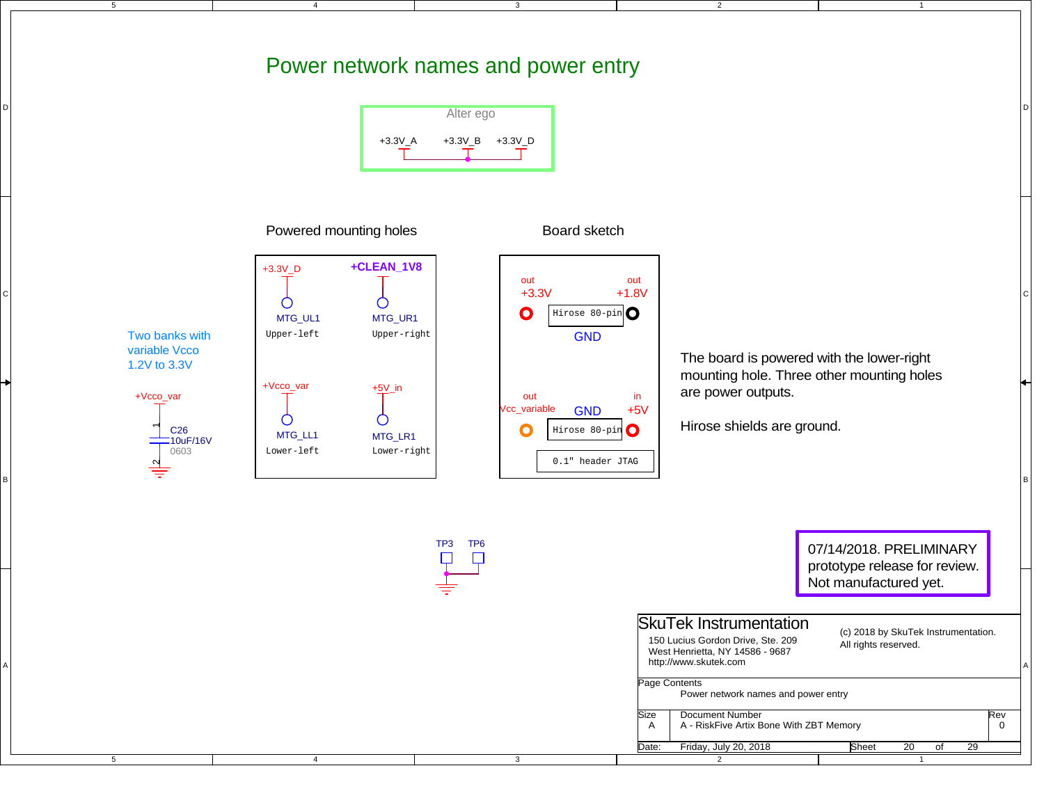# Power network names and power entry

**Alter ego**

+3.3V_A  +3.3V_B  +3.3V_D

## Powered mounting holes

| | |
|---|---|
| +3.3V_D | +CLEAN_1V8 |
| MTG_UL1 Upper-left | MTG_UR1 Upper-right |
| +Vcco_var | +5V_in |
| MTG_LL1 Lower-left | MTG_LR1 Lower-right |

## Board sketch

- out +3.3V
- out +1.8V
- Hirose 80-pin
- GND
- out Vcc_variable
- GND
- in +5V
- Hirose 80-pin
- 0.1" header JTAG

The board is powered with the lower-right mounting hole. Three other mounting holes are power outputs.

Hirose shields are ground.

Two banks with variable Vcco 1.2V to 3.3V

+Vcco_var

C26 10uF/16V 0603

TP3 TP6

07/14/2018. PRELIMINARY prototype release for review. Not manufactured yet.

**SkuTek Instrumentation**
150 Lucius Gordon Drive, Ste. 209
West Henrietta, NY 14586 - 9687
http://www.skutek.com

(c) 2018 by SkuTek Instrumentation. All rights reserved.

| Page Contents | | |
|---|---|---|
| Power network names and power entry | | |
| Size: A | Document Number: A - RiskFive Artix Bone With ZBT Memory | Rev: 0 |
| Date: Friday, July 20, 2018 | Sheet 20 of 29 | |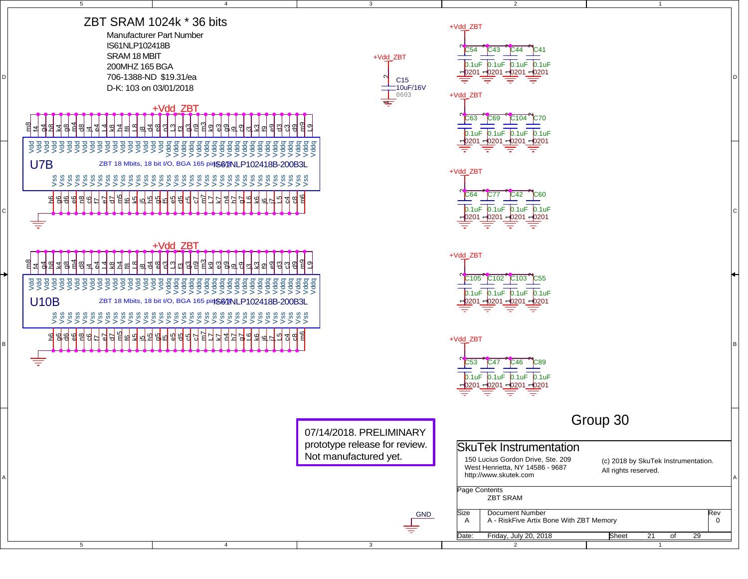# ZBT SRAM 1024k * 36 bits

Manufacturer Part Number
IS61NLP102418B
SRAM 18 MBIT
200MHZ 165 BGA
706-1388-ND $19.31/ea
D-K: 103 on 03/01/2018

+Vdd_ZBT

m8 f4 g4 h8 k4 g8 m4 d8 j4 e4 L4 k8 h4 f8 L8 j8 d4 e8 n3 L3 f3 g3 n9 m3 k9 e3 g9 j9 c9 j3 k3 f9 e9 d3 c3 d9 m9 L9

Vdd Vdd Vdd Vdd Vdd Vdd Vdd Vdd Vdd Vdd Vdd Vdd Vdd Vdd Vdd Vdd Vdd Vdd Vddq Vddq Vddq Vddq Vddq Vddq Vddq Vddq Vddq Vddq Vddq Vddq Vddq Vddq Vddq Vddq Vddq Vddq

U7B

ZBT 18 Mbits, 18 bit I/O, BGA 165 pin IS61NLP102418B-200B3L

Vss Vss Vss Vss Vss Vss Vss Vss Vss Vss Vss Vss Vss Vss Vss Vss Vss Vss Vss Vss Vss Vss Vss Vss Vss Vss Vss Vss Vss Vss Vss Vss Vss Vss Vss

h6 g6 d6 e6 n8 c6 f7 e7 d7 m5 f6 k5 j5 h5 g5 f5 e5 d5 c5 c7 m7 L7 k7 n4 h7 g7 L6 k6 j6 j7 L5 c4 c8 m6

+Vdd_ZBT

m8 f4 g4 h8 k4 g8 m4 d8 j4 e4 L4 k8 h4 f8 L8 j8 d4 e8 n3 L3 f3 g3 n9 m3 k9 e3 g9 j9 c9 j3 k3 f9 e9 d3 c3 d9 m9 L9

Vdd Vdd Vdd Vdd Vdd Vdd Vdd Vdd Vdd Vdd Vdd Vdd Vdd Vdd Vdd Vdd Vdd Vdd Vddq Vddq Vddq Vddq Vddq Vddq Vddq Vddq Vddq Vddq Vddq Vddq Vddq Vddq Vddq Vddq Vddq Vddq

U10B

ZBT 18 Mbits, 18 bit I/O, BGA 165 pin IS61NLP102418B-200B3L

Vss Vss Vss Vss Vss Vss Vss Vss Vss Vss Vss Vss Vss Vss Vss Vss Vss Vss Vss Vss Vss Vss Vss Vss Vss Vss Vss Vss Vss Vss Vss Vss Vss Vss Vss

h6 g6 d6 e6 n8 c6 f7 e7 d7 m5 f6 k5 j5 h5 g5 f5 e5 d5 c5 c7 m7 L7 k7 n4 h7 g7 L6 k6 j6 j7 L5 c4 c8 m6

+Vdd_ZBT
C15
10uF/16V
0603

+Vdd_ZBT
C54 C43 C44 C41
0.1uF 0.1uF 0.1uF 0.1uF
0201 0201 0201 0201

+Vdd_ZBT
C63 C69 C104 C70
0.1uF 0.1uF 0.1uF 0.1uF
0201 0201 0201 0201

+Vdd_ZBT
C64 C77 C42 C60
0.1uF 0.1uF 0.1uF 0.1uF
0201 0201 0201 0201

+Vdd_ZBT
C105 C102 C103 C55
0.1uF 0.1uF 0.1uF 0.1uF
0201 0201 0201 0201

+Vdd_ZBT
C53 C47 C46 C89
0.1uF 0.1uF 0.1uF 0.1uF
0201 0201 0201 0201

GND

07/14/2018. PRELIMINARY prototype release for review. Not manufactured yet.

Group 30

SkuTek Instrumentation
150 Lucius Gordon Drive, Ste. 209
West Henrietta, NY 14586 - 9687
http://www.skutek.com

(c) 2018 by SkuTek Instrumentation.
All rights reserved.

Page Contents: ZBT SRAM

| Size | Document Number | Rev |
|---|---|---|
| A | A - RiskFive Artix Bone With ZBT Memory | 0 |

Date: Friday, July 20, 2018 — Sheet 21 of 29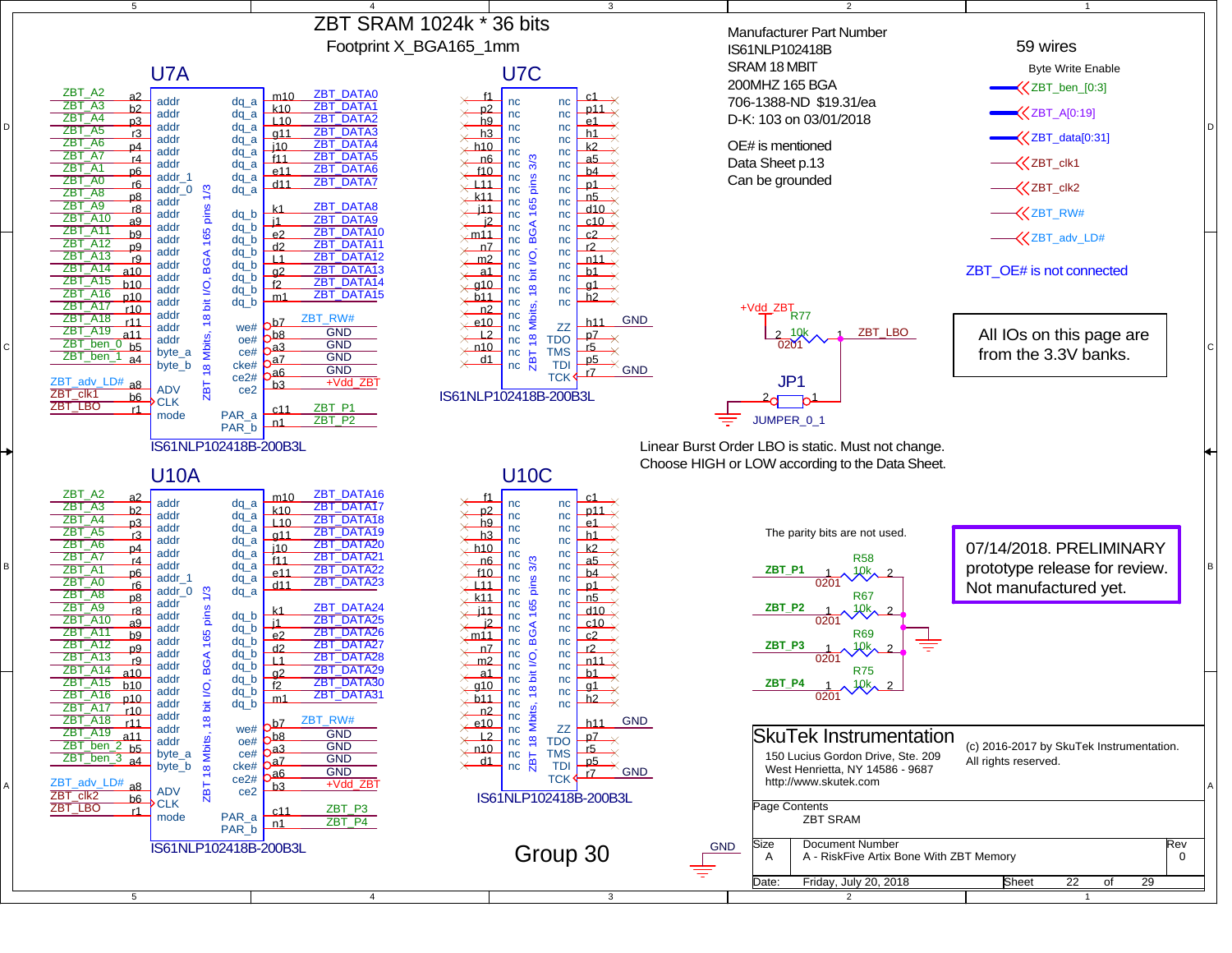# ZBT SRAM 1024k * 36 bits

Footprint X_BGA165_1mm

Manufacturer Part Number
IS61NLP102418B
SRAM 18 MBIT
200MHZ 165 BGA
706-1388-ND $19.31/ea
D-K: 103 on 03/01/2018

OE# is mentioned
Data Sheet p.13
Can be grounded

59 wires

Byte Write Enable

- ZBT_ben_[0:3]
- ZBT_A[0:19]
- ZBT_data[0:31]
- ZBT_clk1
- ZBT_clk2
- ZBT_RW#
- ZBT_adv_LD#

ZBT_OE# is not connected

All IOs on this page are from the 3.3V banks.

## U7A

IS61NLP102418B-200B3L — ZBT 18 Mbits, 18 bit I/O, BGA 165 pins 1/3

| Net | Pin | Function | | Function | Pin | Net |
|---|---|---|---|---|---|---|
| ZBT_A2 | a2 | addr | | dq_a | m10 | ZBT_DATA0 |
| ZBT_A3 | b2 | addr | | dq_a | k10 | ZBT_DATA1 |
| ZBT_A4 | p3 | addr | | dq_a | L10 | ZBT_DATA2 |
| ZBT_A5 | r3 | addr | | dq_a | g11 | ZBT_DATA3 |
| ZBT_A6 | p4 | addr | | dq_a | j10 | ZBT_DATA4 |
| ZBT_A7 | r4 | addr | | dq_a | f11 | ZBT_DATA5 |
| ZBT_A1 | p6 | addr_1 | | dq_a | e11 | ZBT_DATA6 |
| ZBT_A0 | r6 | addr_0 | | dq_a | d11 | ZBT_DATA7 |
| ZBT_A8 | p8 | addr | | | | |
| ZBT_A9 | r8 | addr | | dq_b | k1 | ZBT_DATA8 |
| ZBT_A10 | a9 | addr | | dq_b | j1 | ZBT_DATA9 |
| ZBT_A11 | b9 | addr | | dq_b | e2 | ZBT_DATA10 |
| ZBT_A12 | p9 | addr | | dq_b | d2 | ZBT_DATA11 |
| ZBT_A13 | r9 | addr | | dq_b | L1 | ZBT_DATA12 |
| ZBT_A14 | a10 | addr | | dq_b | g2 | ZBT_DATA13 |
| ZBT_A15 | b10 | addr | | dq_b | f2 | ZBT_DATA14 |
| ZBT_A16 | p10 | addr | | dq_b | m1 | ZBT_DATA15 |
| ZBT_A17 | r10 | addr | | | | |
| ZBT_A18 | r11 | addr | | we# | b7 | ZBT_RW# |
| ZBT_A19 | a11 | addr | | oe# | b8 | GND |
| ZBT_ben_0 | b5 | byte_a | | ce# | a3 | GND |
| ZBT_ben_1 | a4 | byte_b | | cke# | a7 | GND |
| | | | | ce2# | a6 | GND |
| ZBT_adv_LD# | a8 | ADV | | ce2 | b3 | +Vdd_ZBT |
| ZBT_clk1 | b6 | CLK | | | | |
| ZBT_LBO | r1 | mode | | PAR_a | c11 | ZBT_P1 |
| | | | | PAR_b | n1 | ZBT_P2 |

## U7C

IS61NLP102418B-200B3L — ZBT 18 Mbits, 18 bit I/O, BGA 165 pins 3/3

Left nc pins: f1, p2, h9, h3, h10, n6, f10, L11, k11, j11, j2, m11, n7, m2, a1, g10, b11, n2, e10, L2, n10, d1

Right nc pins: c1, p11, e1, h1, k2, a5, b4, p1, n5, d10, c10, c2, r2, n11, b1, g1, h2

ZZ h11 GND; TDO p7; TMS r5; TDI p5; TCK r7 GND

+Vdd_ZBT — R77 10k 0201 (2–1) — ZBT_LBO

JP1 JUMPER_0_1 (2–1), pin 2 to GND

Linear Burst Order LBO is static. Must not change.
Choose HIGH or LOW according to the Data Sheet.

## U10A

IS61NLP102418B-200B3L — ZBT 18 Mbits, 18 bit I/O, BGA 165 pins 1/3

| Net | Pin | Function | | Function | Pin | Net |
|---|---|---|---|---|---|---|
| ZBT_A2 | a2 | addr | | dq_a | m10 | ZBT_DATA16 |
| ZBT_A3 | b2 | addr | | dq_a | k10 | ZBT_DATA17 |
| ZBT_A4 | p3 | addr | | dq_a | L10 | ZBT_DATA18 |
| ZBT_A5 | r3 | addr | | dq_a | g11 | ZBT_DATA19 |
| ZBT_A6 | p4 | addr | | dq_a | j10 | ZBT_DATA20 |
| ZBT_A7 | r4 | addr | | dq_a | f11 | ZBT_DATA21 |
| ZBT_A1 | p6 | addr_1 | | dq_a | e11 | ZBT_DATA22 |
| ZBT_A0 | r6 | addr_0 | | dq_a | d11 | ZBT_DATA23 |
| ZBT_A8 | p8 | addr | | | | |
| ZBT_A9 | r8 | addr | | dq_b | k1 | ZBT_DATA24 |
| ZBT_A10 | a9 | addr | | dq_b | j1 | ZBT_DATA25 |
| ZBT_A11 | b9 | addr | | dq_b | e2 | ZBT_DATA26 |
| ZBT_A12 | p9 | addr | | dq_b | d2 | ZBT_DATA27 |
| ZBT_A13 | r9 | addr | | dq_b | L1 | ZBT_DATA28 |
| ZBT_A14 | a10 | addr | | dq_b | g2 | ZBT_DATA29 |
| ZBT_A15 | b10 | addr | | dq_b | f2 | ZBT_DATA30 |
| ZBT_A16 | p10 | addr | | dq_b | m1 | ZBT_DATA31 |
| ZBT_A17 | r10 | addr | | | | |
| ZBT_A18 | r11 | addr | | we# | b7 | ZBT_RW# |
| ZBT_A19 | a11 | addr | | oe# | b8 | GND |
| ZBT_ben_2 | b5 | byte_a | | ce# | a3 | GND |
| ZBT_ben_3 | a4 | byte_b | | cke# | a7 | GND |
| | | | | ce2# | a6 | GND |
| ZBT_adv_LD# | a8 | ADV | | ce2 | b3 | +Vdd_ZBT |
| ZBT_clk2 | b6 | CLK | | | | |
| ZBT_LBO | r1 | mode | | PAR_a | c11 | ZBT_P3 |
| | | | | PAR_b | n1 | ZBT_P4 |

## U10C

IS61NLP102418B-200B3L — ZBT 18 Mbits, 18 bit I/O, BGA 165 pins 3/3

Left nc pins: f1, p2, h9, h3, h10, n6, f10, L11, k11, j11, j2, m11, n7, m2, a1, g10, b11, n2, e10, L2, n10, d1

Right nc pins: c1, p11, e1, h1, k2, a5, b4, p1, n5, d10, c10, c2, r2, n11, b1, g1, h2

ZZ h11 GND; TDO p7; TMS r5; TDI p5; TCK r7 GND

The parity bits are not used.

- ZBT_P1 — R58 10k 0201 — GND
- ZBT_P2 — R67 10k 0201 — GND
- ZBT_P3 — R69 10k 0201 — GND
- ZBT_P4 — R75 10k 0201 — GND

07/14/2018. PRELIMINARY prototype release for review. Not manufactured yet.

Group 30

GND

SkuTek Instrumentation
150 Lucius Gordon Drive, Ste. 209
West Henrietta, NY 14586 - 9687
http://www.skutek.com

(c) 2016-2017 by SkuTek Instrumentation.
All rights reserved.

Page Contents: ZBT SRAM

Size: A — Document Number: A - RiskFive Artix Bone With ZBT Memory — Rev: 0

Date: Friday, July 20, 2018 — Sheet 22 of 29